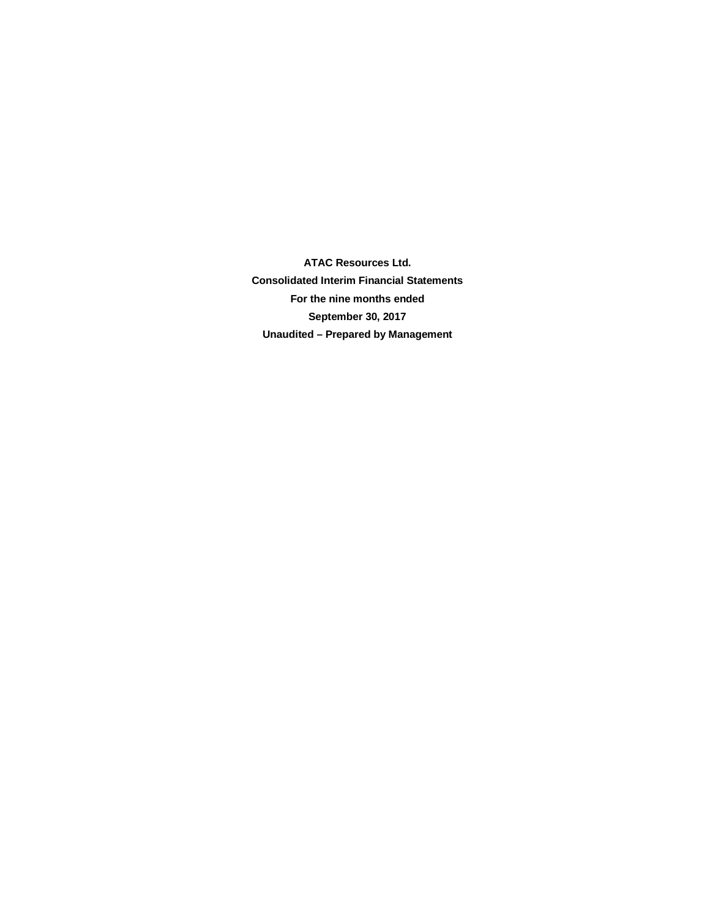**ATAC Resources Ltd.**

**Consolidated Interim Financial Statements**

**For the nine months ended**

**September 30, 2017**

**Unaudited – Prepared by Management**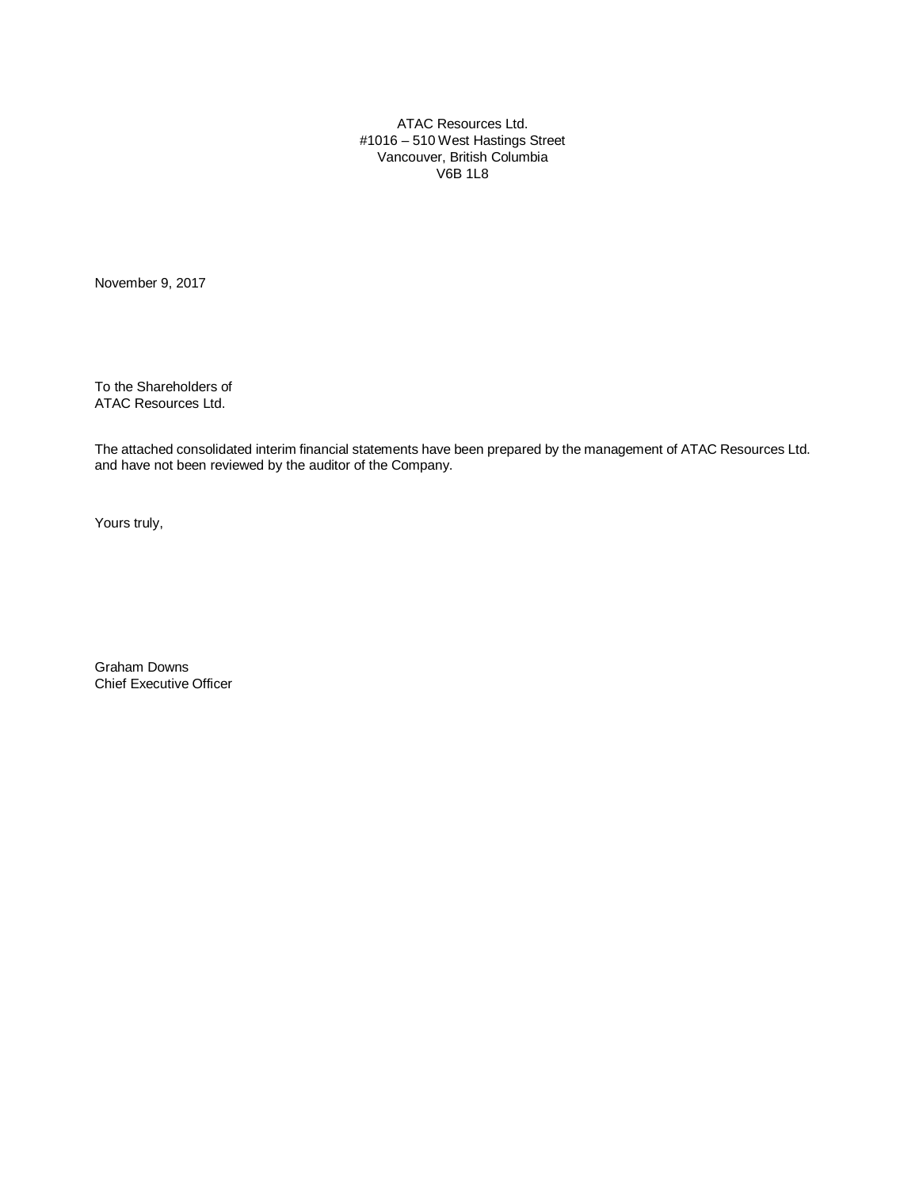ATAC Resources Ltd.
#1016 – 510 West Hastings Street
Vancouver, British Columbia
V6B 1L8

November 9, 2017

To the Shareholders of
ATAC Resources Ltd.

The attached consolidated interim financial statements have been prepared by the management of ATAC Resources Ltd. and have not been reviewed by the auditor of the Company.

Yours truly,

Graham Downs
Chief Executive Officer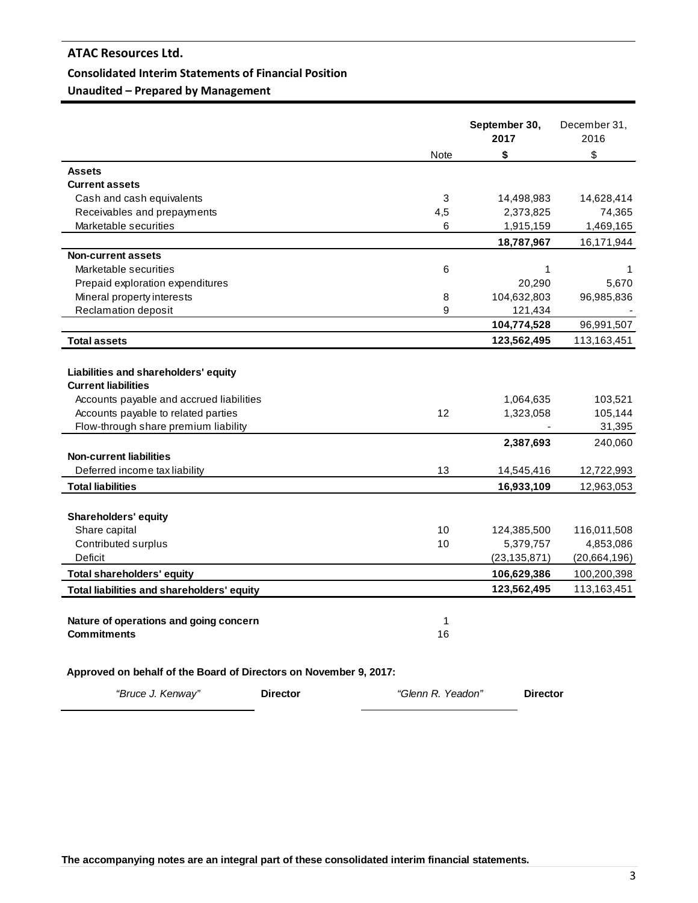# ATAC Resources Ltd.

## Consolidated Interim Statements of Financial Position

### Unaudited – Prepared by Management

| | Note | **September 30, 2017** | December 31, 2016 |
|---|---|---|---|
| | | **$** | $ |
| **Assets** | | | |
| **Current assets** | | | |
| Cash and cash equivalents | 3 | 14,498,983 | 14,628,414 |
| Receivables and prepayments | 4,5 | 2,373,825 | 74,365 |
| Marketable securities | 6 | 1,915,159 | 1,469,165 |
| | | **18,787,967** | 16,171,944 |
| **Non-current assets** | | | |
| Marketable securities | 6 | 1 | 1 |
| Prepaid exploration expenditures | | 20,290 | 5,670 |
| Mineral property interests | 8 | 104,632,803 | 96,985,836 |
| Reclamation deposit | 9 | 121,434 | - |
| | | **104,774,528** | 96,991,507 |
| **Total assets** | | **123,562,495** | 113,163,451 |
| | | | |
| **Liabilities and shareholders' equity** | | | |
| **Current liabilities** | | | |
| Accounts payable and accrued liabilities | | 1,064,635 | 103,521 |
| Accounts payable to related parties | 12 | 1,323,058 | 105,144 |
| Flow-through share premium liability | | - | 31,395 |
| | | **2,387,693** | 240,060 |
| **Non-current liabilities** | | | |
| Deferred income tax liability | 13 | 14,545,416 | 12,722,993 |
| **Total liabilities** | | **16,933,109** | 12,963,053 |
| | | | |
| **Shareholders' equity** | | | |
| Share capital | 10 | 124,385,500 | 116,011,508 |
| Contributed surplus | 10 | 5,379,757 | 4,853,086 |
| Deficit | | (23,135,871) | (20,664,196) |
| **Total shareholders' equity** | | **106,629,386** | 100,200,398 |
| **Total liabilities and shareholders' equity** | | **123,562,495** | 113,163,451 |
| | | | |
| **Nature of operations and going concern** | 1 | | |
| **Commitments** | 16 | | |

**Approved on behalf of the Board of Directors on November 9, 2017:**

*"Bruce J. Kenway"* **Director** *"Glenn R. Yeadon"* **Director**

**The accompanying notes are an integral part of these consolidated interim financial statements.**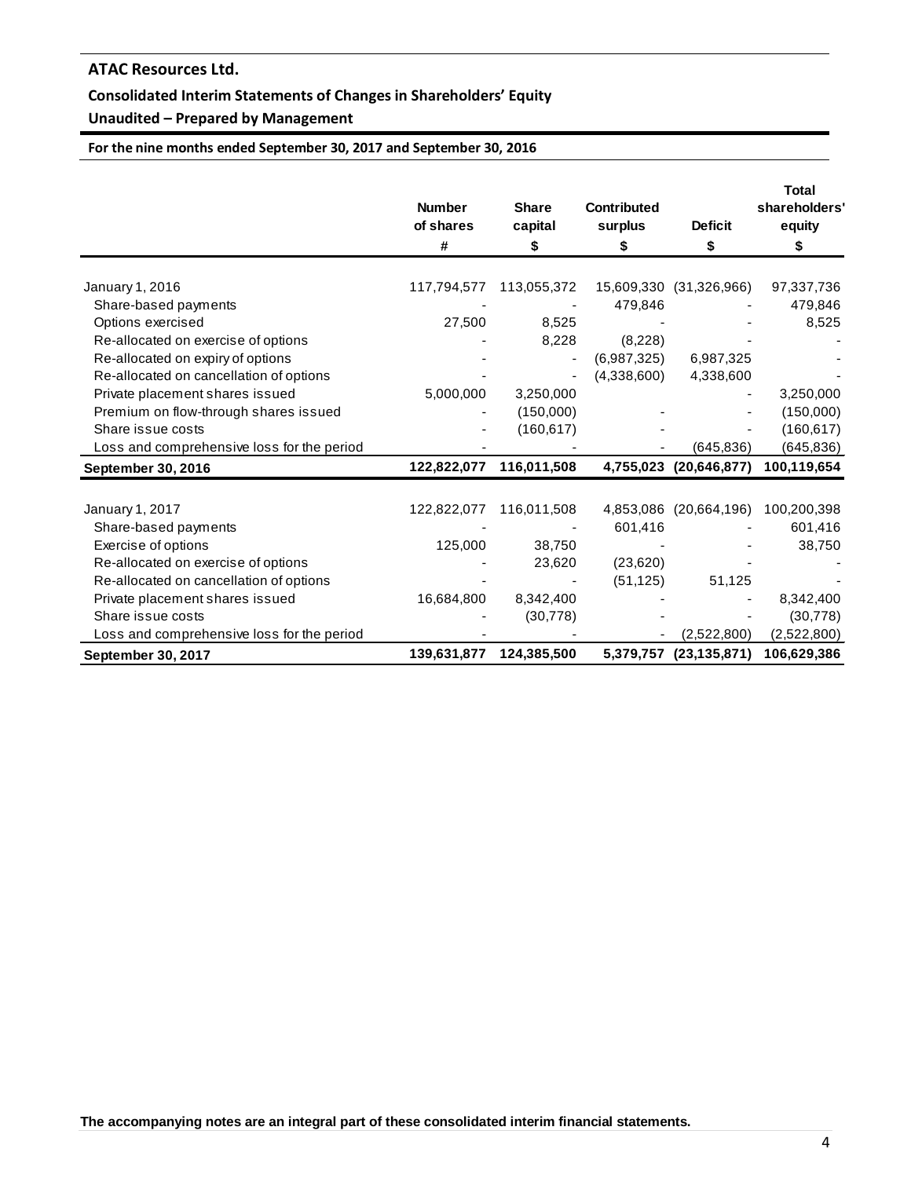**ATAC Resources Ltd.**

**Consolidated Interim Statements of Changes in Shareholders' Equity**

**Unaudited – Prepared by Management**

**For the nine months ended September 30, 2017 and September 30, 2016**

| | Number of shares | Share capital | Contributed surplus | Deficit | Total shareholders' equity |
|---|---|---|---|---|---|
| | # | $ | $ | $ | $ |
| January 1, 2016 | 117,794,577 | 113,055,372 | 15,609,330 | (31,326,966) | 97,337,736 |
| Share-based payments | - | - | 479,846 | - | 479,846 |
| Options exercised | 27,500 | 8,525 | - | - | 8,525 |
| Re-allocated on exercise of options | - | 8,228 | (8,228) | - | - |
| Re-allocated on expiry of options | - | - | (6,987,325) | 6,987,325 | - |
| Re-allocated on cancellation of options | - | - | (4,338,600) | 4,338,600 | - |
| Private placement shares issued | 5,000,000 | 3,250,000 | | - | 3,250,000 |
| Premium on flow-through shares issued | - | (150,000) | - | - | (150,000) |
| Share issue costs | - | (160,617) | - | - | (160,617) |
| Loss and comprehensive loss for the period | - | - | - | (645,836) | (645,836) |
| **September 30, 2016** | **122,822,077** | **116,011,508** | **4,755,023** | **(20,646,877)** | **100,119,654** |
| | | | | | |
| January 1, 2017 | 122,822,077 | 116,011,508 | 4,853,086 | (20,664,196) | 100,200,398 |
| Share-based payments | - | - | 601,416 | - | 601,416 |
| Exercise of options | 125,000 | 38,750 | - | - | 38,750 |
| Re-allocated on exercise of options | - | 23,620 | (23,620) | - | - |
| Re-allocated on cancellation of options | - | - | (51,125) | 51,125 | - |
| Private placement shares issued | 16,684,800 | 8,342,400 | - | - | 8,342,400 |
| Share issue costs | - | (30,778) | - | - | (30,778) |
| Loss and comprehensive loss for the period | - | - | - | (2,522,800) | (2,522,800) |
| **September 30, 2017** | **139,631,877** | **124,385,500** | **5,379,757** | **(23,135,871)** | **106,629,386** |

**The accompanying notes are an integral part of these consolidated interim financial statements.**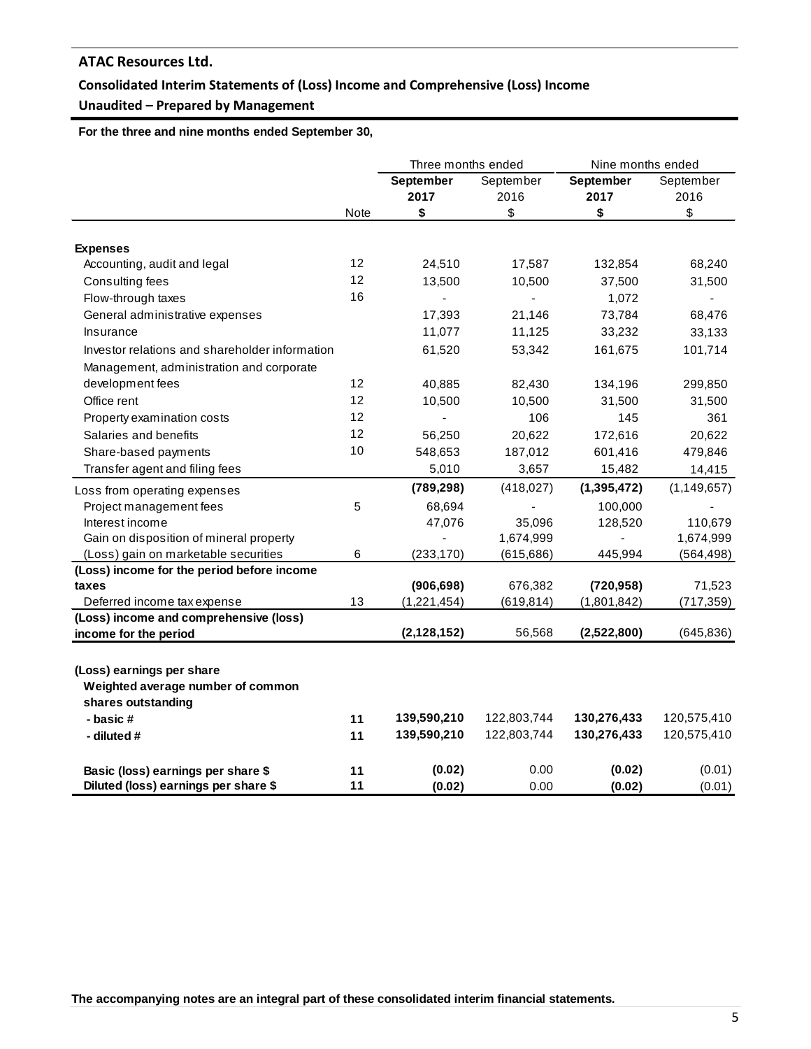## ATAC Resources Ltd.

### Consolidated Interim Statements of (Loss) Income and Comprehensive (Loss) Income

### Unaudited – Prepared by Management

**For the three and nine months ended September 30,**

| | | Three months ended | | Nine months ended | |
|---|---|---|---|---|---|
| | | **September 2017** | September 2016 | **September 2017** | September 2016 |
| | Note | **$** | $ | **$** | $ |
| **Expenses** | | | | | |
| Accounting, audit and legal | 12 | 24,510 | 17,587 | 132,854 | 68,240 |
| Consulting fees | 12 | 13,500 | 10,500 | 37,500 | 31,500 |
| Flow-through taxes | 16 | - | - | 1,072 | - |
| General administrative expenses | | 17,393 | 21,146 | 73,784 | 68,476 |
| Insurance | | 11,077 | 11,125 | 33,232 | 33,133 |
| Investor relations and shareholder information | | 61,520 | 53,342 | 161,675 | 101,714 |
| Management, administration and corporate development fees | 12 | 40,885 | 82,430 | 134,196 | 299,850 |
| Office rent | 12 | 10,500 | 10,500 | 31,500 | 31,500 |
| Property examination costs | 12 | - | 106 | 145 | 361 |
| Salaries and benefits | 12 | 56,250 | 20,622 | 172,616 | 20,622 |
| Share-based payments | 10 | 548,653 | 187,012 | 601,416 | 479,846 |
| Transfer agent and filing fees | | 5,010 | 3,657 | 15,482 | 14,415 |
| Loss from operating expenses | | **(789,298)** | (418,027) | **(1,395,472)** | (1,149,657) |
| Project management fees | 5 | 68,694 | - | 100,000 | - |
| Interest income | | 47,076 | 35,096 | 128,520 | 110,679 |
| Gain on disposition of mineral property | | - | 1,674,999 | - | 1,674,999 |
| (Loss) gain on marketable securities | 6 | (233,170) | (615,686) | 445,994 | (564,498) |
| **(Loss) income for the period before income taxes** | | **(906,698)** | 676,382 | **(720,958)** | 71,523 |
| Deferred income tax expense | 13 | (1,221,454) | (619,814) | (1,801,842) | (717,359) |
| **(Loss) income and comprehensive (loss) income for the period** | | **(2,128,152)** | 56,568 | **(2,522,800)** | (645,836) |
| | | | | | |
| **(Loss) earnings per share** | | | | | |
| **Weighted average number of common shares outstanding** | | | | | |
| **- basic #** | **11** | **139,590,210** | 122,803,744 | **130,276,433** | 120,575,410 |
| **- diluted #** | **11** | **139,590,210** | 122,803,744 | **130,276,433** | 120,575,410 |
| | | | | | |
| **Basic (loss) earnings per share $** | **11** | **(0.02)** | 0.00 | **(0.02)** | (0.01) |
| **Diluted (loss) earnings per share $** | **11** | **(0.02)** | 0.00 | **(0.02)** | (0.01) |

**The accompanying notes are an integral part of these consolidated interim financial statements.**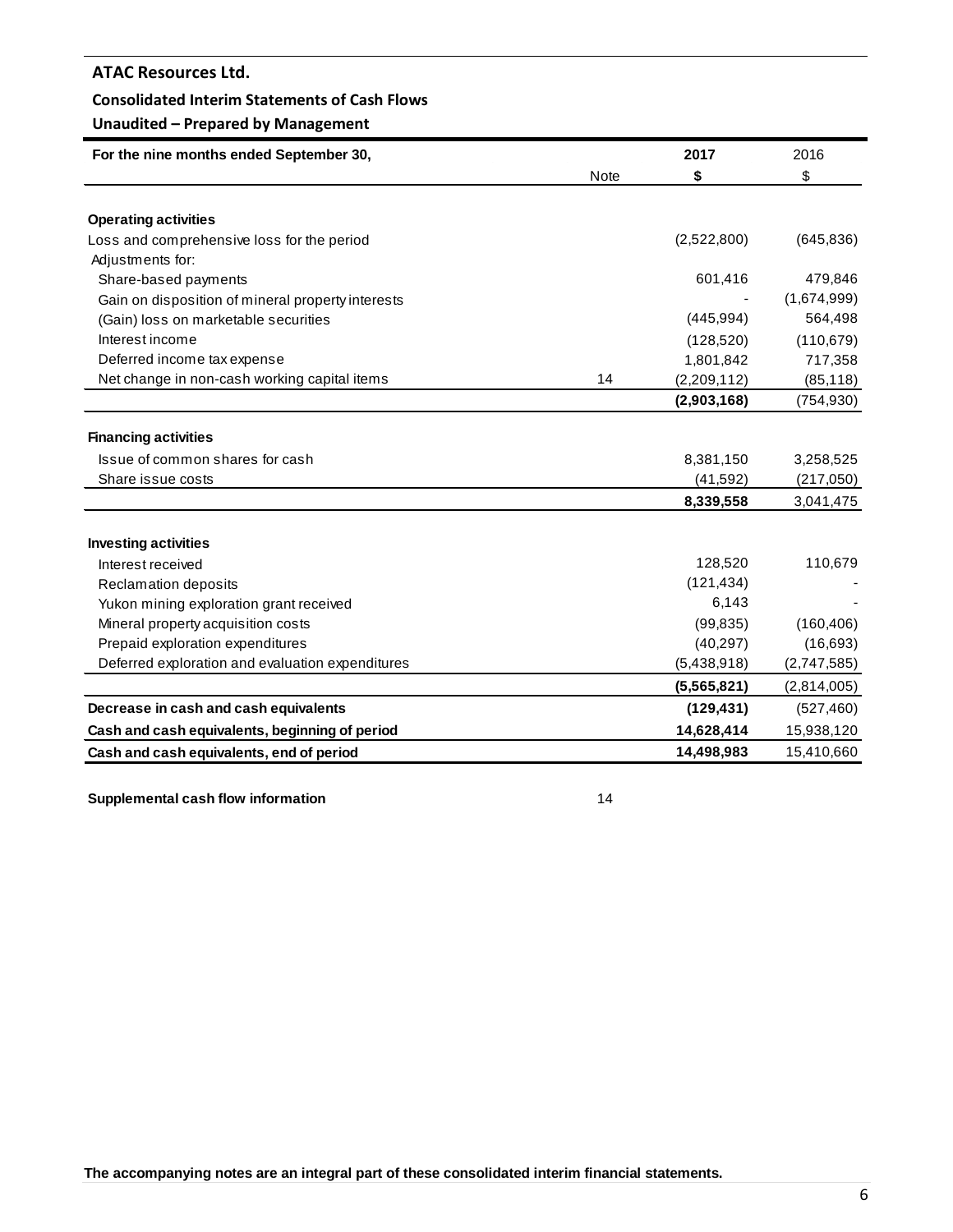# ATAC Resources Ltd.

## Consolidated Interim Statements of Cash Flows

### Unaudited – Prepared by Management

| For the nine months ended September 30, | Note | 2017 | 2016 |
|---|---|---|---|
| | | $ | $ |
| **Operating activities** | | | |
| Loss and comprehensive loss for the period | | (2,522,800) | (645,836) |
| Adjustments for: | | | |
| Share-based payments | | 601,416 | 479,846 |
| Gain on disposition of mineral property interests | | - | (1,674,999) |
| (Gain) loss on marketable securities | | (445,994) | 564,498 |
| Interest income | | (128,520) | (110,679) |
| Deferred income tax expense | | 1,801,842 | 717,358 |
| Net change in non-cash working capital items | 14 | (2,209,112) | (85,118) |
| | | **(2,903,168)** | (754,930) |
| **Financing activities** | | | |
| Issue of common shares for cash | | 8,381,150 | 3,258,525 |
| Share issue costs | | (41,592) | (217,050) |
| | | **8,339,558** | 3,041,475 |
| **Investing activities** | | | |
| Interest received | | 128,520 | 110,679 |
| Reclamation deposits | | (121,434) | - |
| Yukon mining exploration grant received | | 6,143 | - |
| Mineral property acquisition costs | | (99,835) | (160,406) |
| Prepaid exploration expenditures | | (40,297) | (16,693) |
| Deferred exploration and evaluation expenditures | | (5,438,918) | (2,747,585) |
| | | **(5,565,821)** | (2,814,005) |
| **Decrease in cash and cash equivalents** | | **(129,431)** | (527,460) |
| **Cash and cash equivalents, beginning of period** | | **14,628,414** | 15,938,120 |
| **Cash and cash equivalents, end of period** | | **14,498,983** | 15,410,660 |

**Supplemental cash flow information** 14

**The accompanying notes are an integral part of these consolidated interim financial statements.**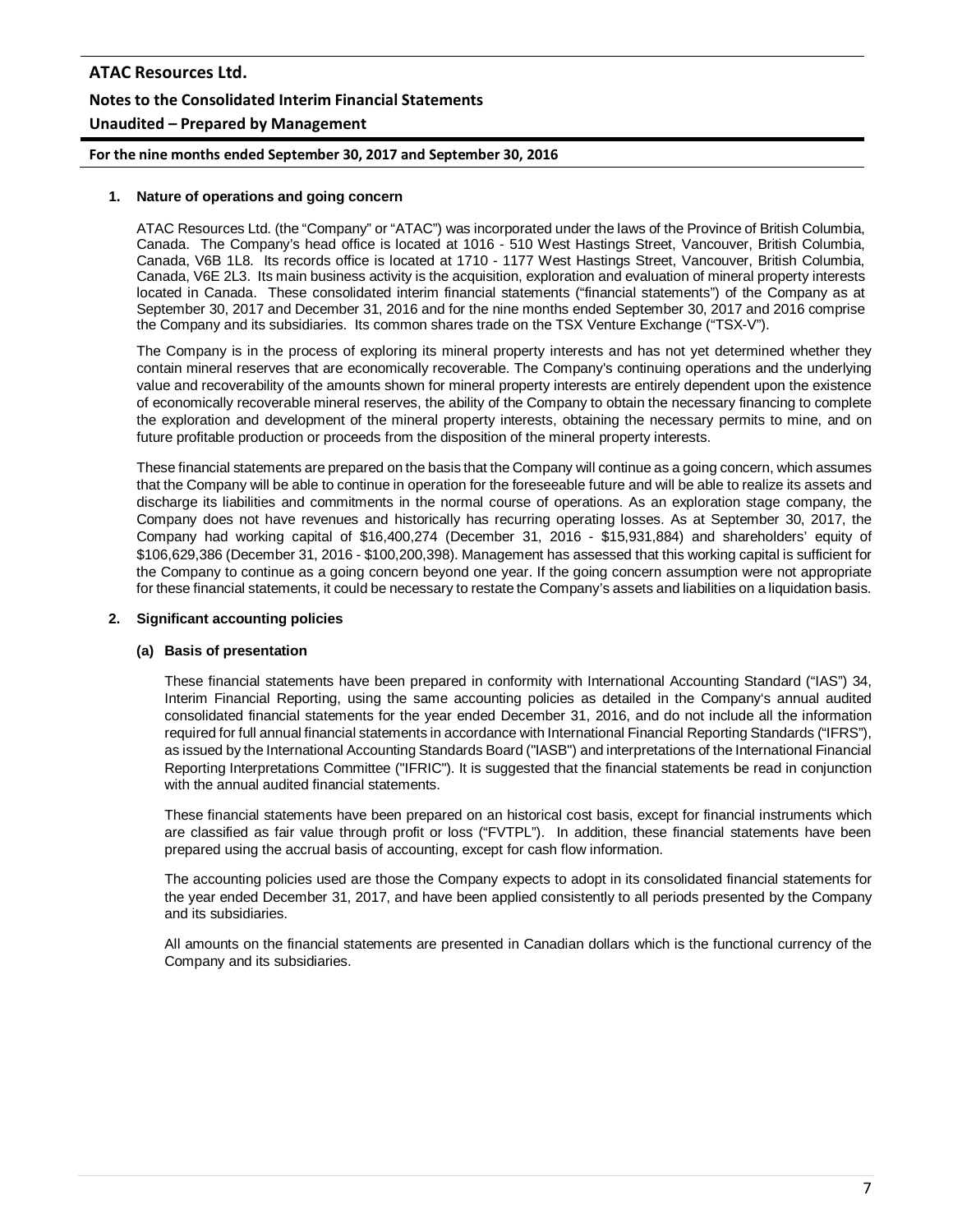## 1. Nature of operations and going concern

ATAC Resources Ltd. (the "Company" or "ATAC") was incorporated under the laws of the Province of British Columbia, Canada. The Company's head office is located at 1016 - 510 West Hastings Street, Vancouver, British Columbia, Canada, V6B 1L8. Its records office is located at 1710 - 1177 West Hastings Street, Vancouver, British Columbia, Canada, V6E 2L3. Its main business activity is the acquisition, exploration and evaluation of mineral property interests located in Canada. These consolidated interim financial statements ("financial statements") of the Company as at September 30, 2017 and December 31, 2016 and for the nine months ended September 30, 2017 and 2016 comprise the Company and its subsidiaries. Its common shares trade on the TSX Venture Exchange ("TSX-V").

The Company is in the process of exploring its mineral property interests and has not yet determined whether they contain mineral reserves that are economically recoverable. The Company's continuing operations and the underlying value and recoverability of the amounts shown for mineral property interests are entirely dependent upon the existence of economically recoverable mineral reserves, the ability of the Company to obtain the necessary financing to complete the exploration and development of the mineral property interests, obtaining the necessary permits to mine, and on future profitable production or proceeds from the disposition of the mineral property interests.

These financial statements are prepared on the basis that the Company will continue as a going concern, which assumes that the Company will be able to continue in operation for the foreseeable future and will be able to realize its assets and discharge its liabilities and commitments in the normal course of operations. As an exploration stage company, the Company does not have revenues and historically has recurring operating losses. As at September 30, 2017, the Company had working capital of $16,400,274 (December 31, 2016 - $15,931,884) and shareholders' equity of $106,629,386 (December 31, 2016 - $100,200,398). Management has assessed that this working capital is sufficient for the Company to continue as a going concern beyond one year. If the going concern assumption were not appropriate for these financial statements, it could be necessary to restate the Company's assets and liabilities on a liquidation basis.

## 2. Significant accounting policies

### (a) Basis of presentation

These financial statements have been prepared in conformity with International Accounting Standard ("IAS") 34, Interim Financial Reporting, using the same accounting policies as detailed in the Company's annual audited consolidated financial statements for the year ended December 31, 2016, and do not include all the information required for full annual financial statements in accordance with International Financial Reporting Standards ("IFRS"), as issued by the International Accounting Standards Board ("IASB") and interpretations of the International Financial Reporting Interpretations Committee ("IFRIC"). It is suggested that the financial statements be read in conjunction with the annual audited financial statements.

These financial statements have been prepared on an historical cost basis, except for financial instruments which are classified as fair value through profit or loss ("FVTPL"). In addition, these financial statements have been prepared using the accrual basis of accounting, except for cash flow information.

The accounting policies used are those the Company expects to adopt in its consolidated financial statements for the year ended December 31, 2017, and have been applied consistently to all periods presented by the Company and its subsidiaries.

All amounts on the financial statements are presented in Canadian dollars which is the functional currency of the Company and its subsidiaries.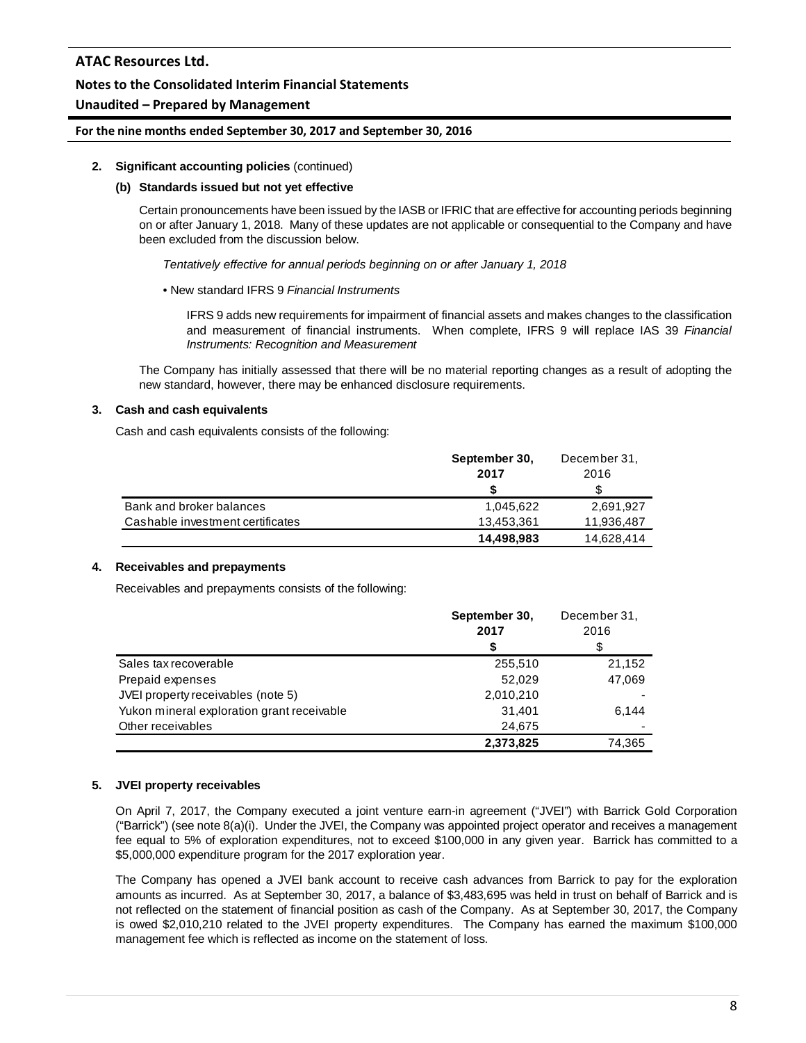**2. Significant accounting policies** (continued)

**(b) Standards issued but not yet effective**

Certain pronouncements have been issued by the IASB or IFRIC that are effective for accounting periods beginning on or after January 1, 2018. Many of these updates are not applicable or consequential to the Company and have been excluded from the discussion below.

*Tentatively effective for annual periods beginning on or after January 1, 2018*

• New standard IFRS 9 *Financial Instruments*

IFRS 9 adds new requirements for impairment of financial assets and makes changes to the classification and measurement of financial instruments. When complete, IFRS 9 will replace IAS 39 *Financial Instruments: Recognition and Measurement*

The Company has initially assessed that there will be no material reporting changes as a result of adopting the new standard, however, there may be enhanced disclosure requirements.

**3. Cash and cash equivalents**

Cash and cash equivalents consists of the following:

| | **September 30, 2017** | December 31, 2016 |
|---|---|---|
| | **$** | $ |
| Bank and broker balances | 1,045,622 | 2,691,927 |
| Cashable investment certificates | 13,453,361 | 11,936,487 |
| | **14,498,983** | 14,628,414 |

**4. Receivables and prepayments**

Receivables and prepayments consists of the following:

| | **September 30, 2017** | December 31, 2016 |
|---|---|---|
| | **$** | $ |
| Sales tax recoverable | 255,510 | 21,152 |
| Prepaid expenses | 52,029 | 47,069 |
| JVEI property receivables (note 5) | 2,010,210 | - |
| Yukon mineral exploration grant receivable | 31,401 | 6,144 |
| Other receivables | 24,675 | - |
| | **2,373,825** | 74,365 |

**5. JVEI property receivables**

On April 7, 2017, the Company executed a joint venture earn-in agreement ("JVEI") with Barrick Gold Corporation ("Barrick") (see note 8(a)(i). Under the JVEI, the Company was appointed project operator and receives a management fee equal to 5% of exploration expenditures, not to exceed $100,000 in any given year. Barrick has committed to a $5,000,000 expenditure program for the 2017 exploration year.

The Company has opened a JVEI bank account to receive cash advances from Barrick to pay for the exploration amounts as incurred. As at September 30, 2017, a balance of $3,483,695 was held in trust on behalf of Barrick and is not reflected on the statement of financial position as cash of the Company. As at September 30, 2017, the Company is owed $2,010,210 related to the JVEI property expenditures. The Company has earned the maximum $100,000 management fee which is reflected as income on the statement of loss.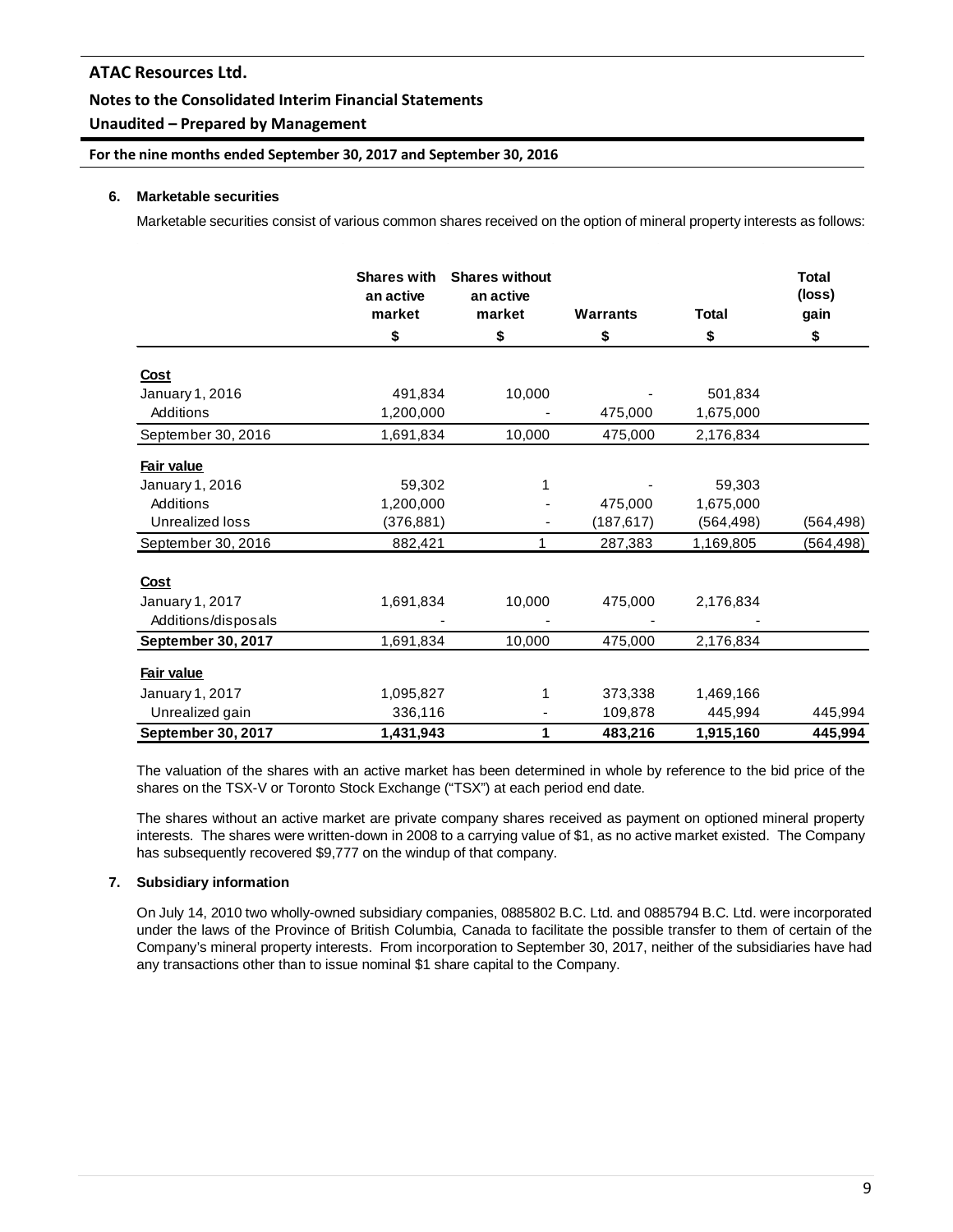### 6. Marketable securities

Marketable securities consist of various common shares received on the option of mineral property interests as follows:

| | Shares with an active market | Shares without an active market | Warrants | Total | Total (loss) gain |
|---|---|---|---|---|---|
| | $ | $ | $ | $ | $ |
| **Cost** | | | | | |
| January 1, 2016 | 491,834 | 10,000 | - | 501,834 | |
| Additions | 1,200,000 | - | 475,000 | 1,675,000 | |
| September 30, 2016 | 1,691,834 | 10,000 | 475,000 | 2,176,834 | |
| **Fair value** | | | | | |
| January 1, 2016 | 59,302 | 1 | - | 59,303 | |
| Additions | 1,200,000 | - | 475,000 | 1,675,000 | |
| Unrealized loss | (376,881) | - | (187,617) | (564,498) | (564,498) |
| September 30, 2016 | 882,421 | 1 | 287,383 | 1,169,805 | (564,498) |
| **Cost** | | | | | |
| January 1, 2017 | 1,691,834 | 10,000 | 475,000 | 2,176,834 | |
| Additions/disposals | - | - | - | - | |
| **September 30, 2017** | 1,691,834 | 10,000 | 475,000 | 2,176,834 | |
| **Fair value** | | | | | |
| January 1, 2017 | 1,095,827 | 1 | 373,338 | 1,469,166 | |
| Unrealized gain | 336,116 | - | 109,878 | 445,994 | 445,994 |
| **September 30, 2017** | **1,431,943** | **1** | **483,216** | **1,915,160** | **445,994** |

The valuation of the shares with an active market has been determined in whole by reference to the bid price of the shares on the TSX-V or Toronto Stock Exchange ("TSX") at each period end date.

The shares without an active market are private company shares received as payment on optioned mineral property interests. The shares were written-down in 2008 to a carrying value of $1, as no active market existed. The Company has subsequently recovered $9,777 on the windup of that company.

### 7. Subsidiary information

On July 14, 2010 two wholly-owned subsidiary companies, 0885802 B.C. Ltd. and 0885794 B.C. Ltd. were incorporated under the laws of the Province of British Columbia, Canada to facilitate the possible transfer to them of certain of the Company's mineral property interests. From incorporation to September 30, 2017, neither of the subsidiaries have had any transactions other than to issue nominal $1 share capital to the Company.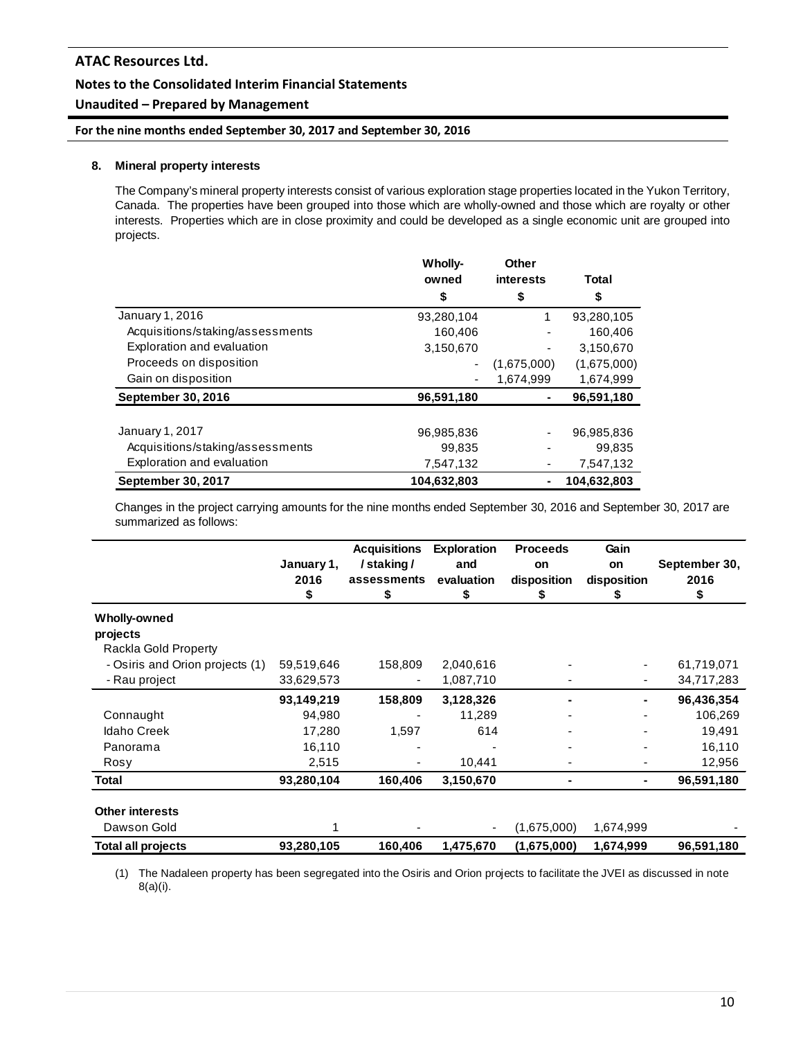## 8. Mineral property interests

The Company's mineral property interests consist of various exploration stage properties located in the Yukon Territory, Canada. The properties have been grouped into those which are wholly-owned and those which are royalty or other interests. Properties which are in close proximity and could be developed as a single economic unit are grouped into projects.

| | Wholly-owned $ | Other interests $ | Total $ |
|---|---|---|---|
| January 1, 2016 | 93,280,104 | 1 | 93,280,105 |
| Acquisitions/staking/assessments | 160,406 | - | 160,406 |
| Exploration and evaluation | 3,150,670 | - | 3,150,670 |
| Proceeds on disposition | - | (1,675,000) | (1,675,000) |
| Gain on disposition | - | 1,674,999 | 1,674,999 |
| **September 30, 2016** | **96,591,180** | **-** | **96,591,180** |
| | | | |
| January 1, 2017 | 96,985,836 | - | 96,985,836 |
| Acquisitions/staking/assessments | 99,835 | - | 99,835 |
| Exploration and evaluation | 7,547,132 | - | 7,547,132 |
| **September 30, 2017** | **104,632,803** | **-** | **104,632,803** |

Changes in the project carrying amounts for the nine months ended September 30, 2016 and September 30, 2017 are summarized as follows:

| | January 1, 2016 $ | Acquisitions / staking / assessments $ | Exploration and evaluation $ | Proceeds on disposition $ | Gain on disposition $ | September 30, 2016 $ |
|---|---|---|---|---|---|---|
| **Wholly-owned projects** | | | | | | |
| Rackla Gold Property | | | | | | |
| - Osiris and Orion projects (1) | 59,519,646 | 158,809 | 2,040,616 | - | - | 61,719,071 |
| - Rau project | 33,629,573 | - | 1,087,710 | - | - | 34,717,283 |
| | **93,149,219** | **158,809** | **3,128,326** | **-** | **-** | **96,436,354** |
| Connaught | 94,980 | - | 11,289 | - | - | 106,269 |
| Idaho Creek | 17,280 | 1,597 | 614 | - | - | 19,491 |
| Panorama | 16,110 | - | - | - | - | 16,110 |
| Rosy | 2,515 | - | 10,441 | - | - | 12,956 |
| **Total** | **93,280,104** | **160,406** | **3,150,670** | **-** | **-** | **96,591,180** |
| | | | | | | |
| **Other interests** | | | | | | |
| Dawson Gold | 1 | - | - | (1,675,000) | 1,674,999 | - |
| **Total all projects** | **93,280,105** | **160,406** | **1,475,670** | **(1,675,000)** | **1,674,999** | **96,591,180** |

(1) The Nadaleen property has been segregated into the Osiris and Orion projects to facilitate the JVEI as discussed in note 8(a)(i).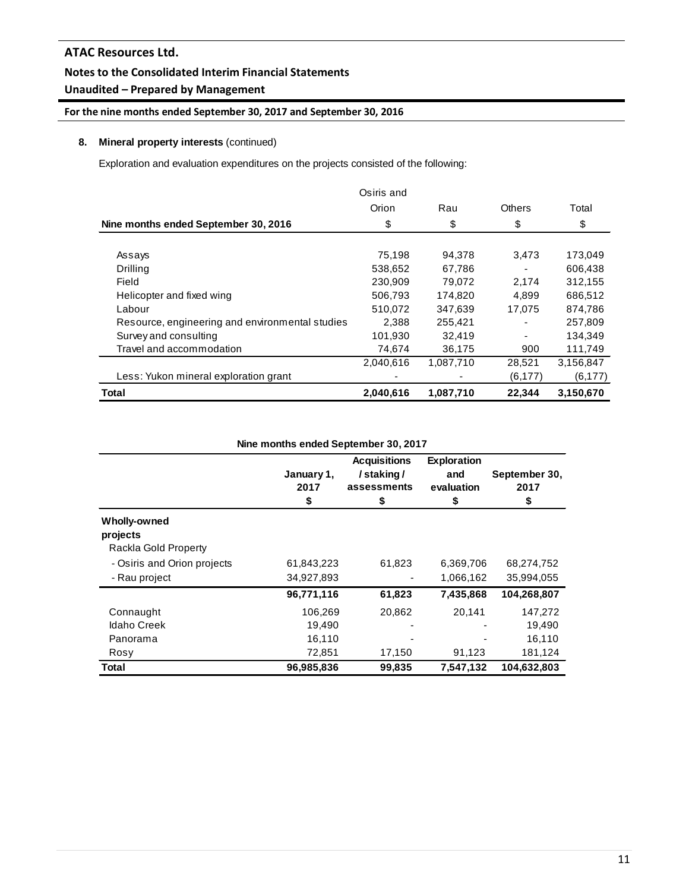### 8. Mineral property interests (continued)

Exploration and evaluation expenditures on the projects consisted of the following:

| Nine months ended September 30, 2016 | Osiris and Orion $ | Rau $ | Others $ | Total $ |
|---|---|---|---|---|
| Assays | 75,198 | 94,378 | 3,473 | 173,049 |
| Drilling | 538,652 | 67,786 | - | 606,438 |
| Field | 230,909 | 79,072 | 2,174 | 312,155 |
| Helicopter and fixed wing | 506,793 | 174,820 | 4,899 | 686,512 |
| Labour | 510,072 | 347,639 | 17,075 | 874,786 |
| Resource, engineering and environmental studies | 2,388 | 255,421 | - | 257,809 |
| Survey and consulting | 101,930 | 32,419 | - | 134,349 |
| Travel and accommodation | 74,674 | 36,175 | 900 | 111,749 |
| | 2,040,616 | 1,087,710 | 28,521 | 3,156,847 |
| Less: Yukon mineral exploration grant | - | - | (6,177) | (6,177) |
| **Total** | **2,040,616** | **1,087,710** | **22,344** | **3,150,670** |

**Nine months ended September 30, 2017**

| | January 1, 2017 $ | Acquisitions / staking / assessments $ | Exploration and evaluation $ | September 30, 2017 $ |
|---|---|---|---|---|
| **Wholly-owned projects** | | | | |
| Rackla Gold Property | | | | |
| - Osiris and Orion projects | 61,843,223 | 61,823 | 6,369,706 | 68,274,752 |
| - Rau project | 34,927,893 | - | 1,066,162 | 35,994,055 |
| | **96,771,116** | **61,823** | **7,435,868** | **104,268,807** |
| Connaught | 106,269 | 20,862 | 20,141 | 147,272 |
| Idaho Creek | 19,490 | - | - | 19,490 |
| Panorama | 16,110 | - | - | 16,110 |
| Rosy | 72,851 | 17,150 | 91,123 | 181,124 |
| **Total** | **96,985,836** | **99,835** | **7,547,132** | **104,632,803** |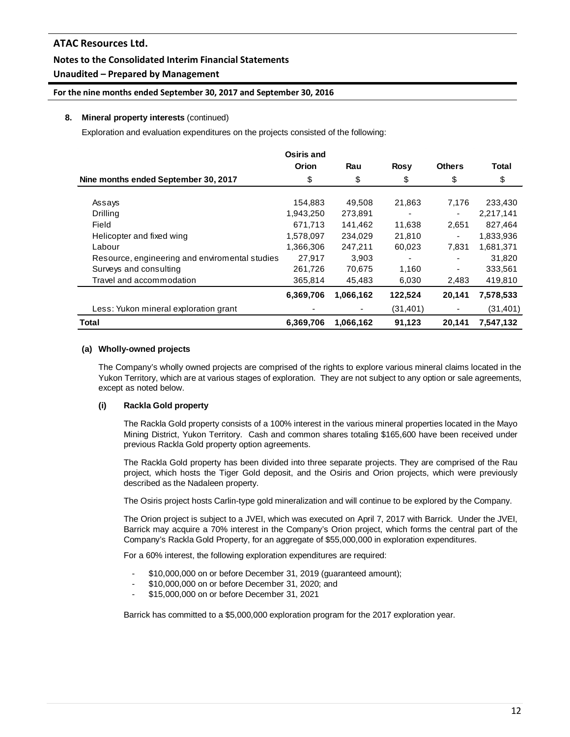## 8. Mineral property interests (continued)

Exploration and evaluation expenditures on the projects consisted of the following:

| Nine months ended September 30, 2017 | Osiris and Orion $ | Rau $ | Rosy $ | Others $ | Total $ |
|---|---|---|---|---|---|
| Assays | 154,883 | 49,508 | 21,863 | 7,176 | 233,430 |
| Drilling | 1,943,250 | 273,891 | - | - | 2,217,141 |
| Field | 671,713 | 141,462 | 11,638 | 2,651 | 827,464 |
| Helicopter and fixed wing | 1,578,097 | 234,029 | 21,810 | - | 1,833,936 |
| Labour | 1,366,306 | 247,211 | 60,023 | 7,831 | 1,681,371 |
| Resource, engineering and enviromental studies | 27,917 | 3,903 | - | - | 31,820 |
| Surveys and consulting | 261,726 | 70,675 | 1,160 | - | 333,561 |
| Travel and accommodation | 365,814 | 45,483 | 6,030 | 2,483 | 419,810 |
| | **6,369,706** | **1,066,162** | **122,524** | **20,141** | **7,578,533** |
| Less: Yukon mineral exploration grant | - | - | (31,401) | - | (31,401) |
| **Total** | **6,369,706** | **1,066,162** | **91,123** | **20,141** | **7,547,132** |

### (a) Wholly-owned projects

The Company's wholly owned projects are comprised of the rights to explore various mineral claims located in the Yukon Territory, which are at various stages of exploration. They are not subject to any option or sale agreements, except as noted below.

#### (i) Rackla Gold property

The Rackla Gold property consists of a 100% interest in the various mineral properties located in the Mayo Mining District, Yukon Territory. Cash and common shares totaling $165,600 have been received under previous Rackla Gold property option agreements.

The Rackla Gold property has been divided into three separate projects. They are comprised of the Rau project, which hosts the Tiger Gold deposit, and the Osiris and Orion projects, which were previously described as the Nadaleen property.

The Osiris project hosts Carlin-type gold mineralization and will continue to be explored by the Company.

The Orion project is subject to a JVEI, which was executed on April 7, 2017 with Barrick. Under the JVEI, Barrick may acquire a 70% interest in the Company's Orion project, which forms the central part of the Company's Rackla Gold Property, for an aggregate of $55,000,000 in exploration expenditures.

For a 60% interest, the following exploration expenditures are required:

- $10,000,000 on or before December 31, 2019 (guaranteed amount);
- $10,000,000 on or before December 31, 2020; and
- $15,000,000 on or before December 31, 2021

Barrick has committed to a $5,000,000 exploration program for the 2017 exploration year.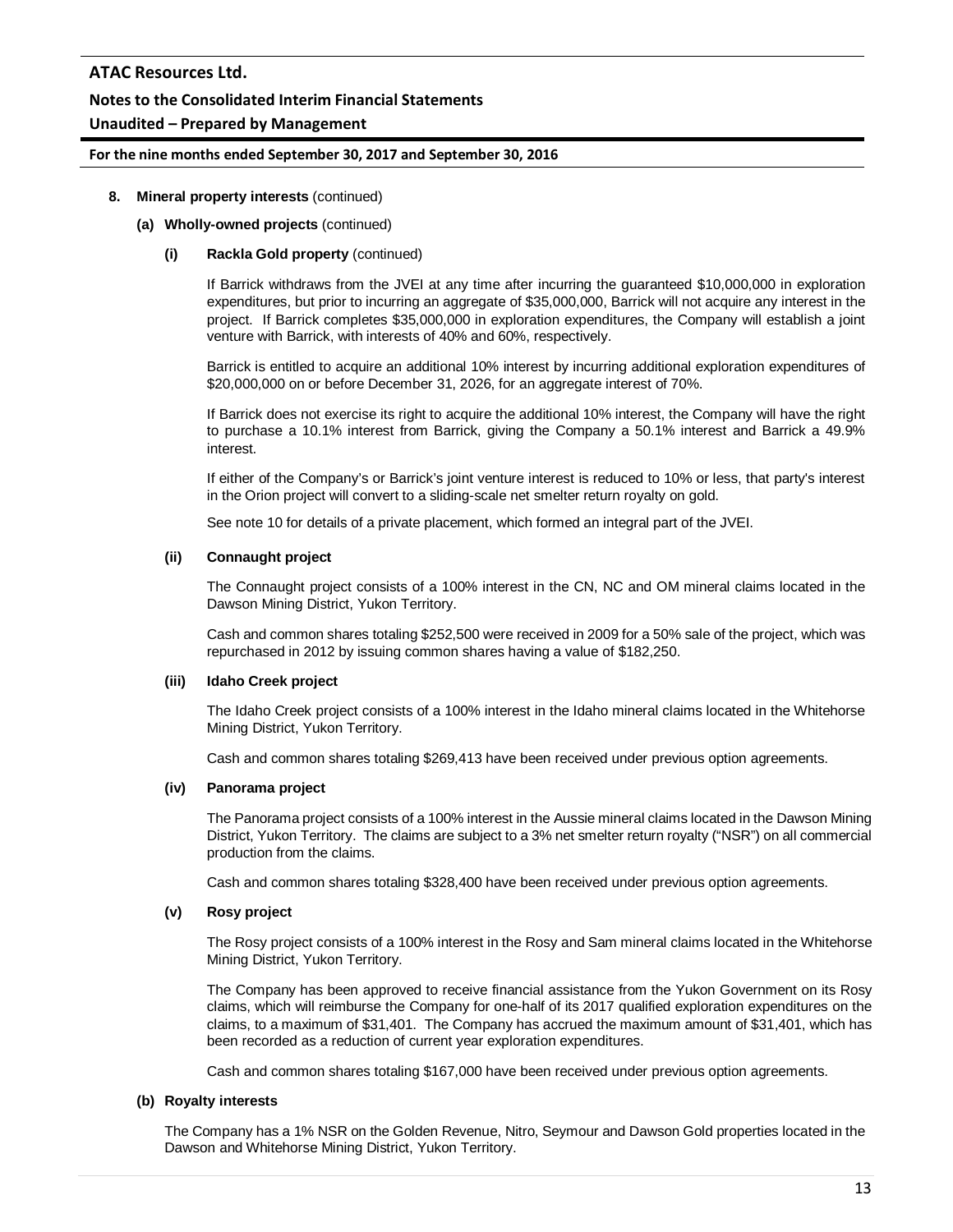**8. Mineral property interests** (continued)

**(a) Wholly-owned projects** (continued)

**(i) Rackla Gold property** (continued)

If Barrick withdraws from the JVEI at any time after incurring the guaranteed $10,000,000 in exploration expenditures, but prior to incurring an aggregate of $35,000,000, Barrick will not acquire any interest in the project. If Barrick completes $35,000,000 in exploration expenditures, the Company will establish a joint venture with Barrick, with interests of 40% and 60%, respectively.

Barrick is entitled to acquire an additional 10% interest by incurring additional exploration expenditures of $20,000,000 on or before December 31, 2026, for an aggregate interest of 70%.

If Barrick does not exercise its right to acquire the additional 10% interest, the Company will have the right to purchase a 10.1% interest from Barrick, giving the Company a 50.1% interest and Barrick a 49.9% interest.

If either of the Company's or Barrick's joint venture interest is reduced to 10% or less, that party's interest in the Orion project will convert to a sliding-scale net smelter return royalty on gold.

See note 10 for details of a private placement, which formed an integral part of the JVEI.

**(ii) Connaught project**

The Connaught project consists of a 100% interest in the CN, NC and OM mineral claims located in the Dawson Mining District, Yukon Territory.

Cash and common shares totaling $252,500 were received in 2009 for a 50% sale of the project, which was repurchased in 2012 by issuing common shares having a value of $182,250.

**(iii) Idaho Creek project**

The Idaho Creek project consists of a 100% interest in the Idaho mineral claims located in the Whitehorse Mining District, Yukon Territory.

Cash and common shares totaling $269,413 have been received under previous option agreements.

**(iv) Panorama project**

The Panorama project consists of a 100% interest in the Aussie mineral claims located in the Dawson Mining District, Yukon Territory. The claims are subject to a 3% net smelter return royalty ("NSR") on all commercial production from the claims.

Cash and common shares totaling $328,400 have been received under previous option agreements.

**(v) Rosy project**

The Rosy project consists of a 100% interest in the Rosy and Sam mineral claims located in the Whitehorse Mining District, Yukon Territory.

The Company has been approved to receive financial assistance from the Yukon Government on its Rosy claims, which will reimburse the Company for one-half of its 2017 qualified exploration expenditures on the claims, to a maximum of $31,401. The Company has accrued the maximum amount of $31,401, which has been recorded as a reduction of current year exploration expenditures.

Cash and common shares totaling $167,000 have been received under previous option agreements.

**(b) Royalty interests**

The Company has a 1% NSR on the Golden Revenue, Nitro, Seymour and Dawson Gold properties located in the Dawson and Whitehorse Mining District, Yukon Territory.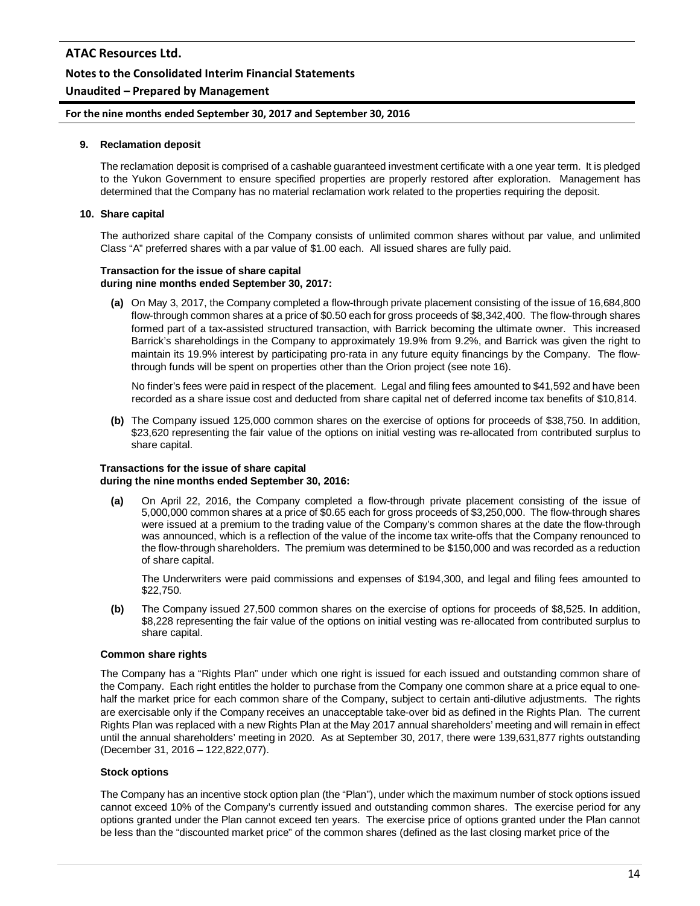### 9. Reclamation deposit

The reclamation deposit is comprised of a cashable guaranteed investment certificate with a one year term. It is pledged to the Yukon Government to ensure specified properties are properly restored after exploration. Management has determined that the Company has no material reclamation work related to the properties requiring the deposit.

### 10. Share capital

The authorized share capital of the Company consists of unlimited common shares without par value, and unlimited Class "A" preferred shares with a par value of $1.00 each. All issued shares are fully paid.

**Transaction for the issue of share capital during nine months ended September 30, 2017:**

**(a)** On May 3, 2017, the Company completed a flow-through private placement consisting of the issue of 16,684,800 flow-through common shares at a price of $0.50 each for gross proceeds of $8,342,400. The flow-through shares formed part of a tax-assisted structured transaction, with Barrick becoming the ultimate owner. This increased Barrick's shareholdings in the Company to approximately 19.9% from 9.2%, and Barrick was given the right to maintain its 19.9% interest by participating pro-rata in any future equity financings by the Company. The flow-through funds will be spent on properties other than the Orion project (see note 16).

No finder's fees were paid in respect of the placement. Legal and filing fees amounted to $41,592 and have been recorded as a share issue cost and deducted from share capital net of deferred income tax benefits of $10,814.

**(b)** The Company issued 125,000 common shares on the exercise of options for proceeds of $38,750. In addition, $23,620 representing the fair value of the options on initial vesting was re-allocated from contributed surplus to share capital.

**Transactions for the issue of share capital during the nine months ended September 30, 2016:**

**(a)** On April 22, 2016, the Company completed a flow-through private placement consisting of the issue of 5,000,000 common shares at a price of $0.65 each for gross proceeds of $3,250,000. The flow-through shares were issued at a premium to the trading value of the Company's common shares at the date the flow-through was announced, which is a reflection of the value of the income tax write-offs that the Company renounced to the flow-through shareholders. The premium was determined to be $150,000 and was recorded as a reduction of share capital.

The Underwriters were paid commissions and expenses of $194,300, and legal and filing fees amounted to $22,750.

**(b)** The Company issued 27,500 common shares on the exercise of options for proceeds of $8,525. In addition, $8,228 representing the fair value of the options on initial vesting was re-allocated from contributed surplus to share capital.

**Common share rights**

The Company has a "Rights Plan" under which one right is issued for each issued and outstanding common share of the Company. Each right entitles the holder to purchase from the Company one common share at a price equal to one-half the market price for each common share of the Company, subject to certain anti-dilutive adjustments. The rights are exercisable only if the Company receives an unacceptable take-over bid as defined in the Rights Plan. The current Rights Plan was replaced with a new Rights Plan at the May 2017 annual shareholders' meeting and will remain in effect until the annual shareholders' meeting in 2020. As at September 30, 2017, there were 139,631,877 rights outstanding (December 31, 2016 – 122,822,077).

**Stock options**

The Company has an incentive stock option plan (the "Plan"), under which the maximum number of stock options issued cannot exceed 10% of the Company's currently issued and outstanding common shares. The exercise period for any options granted under the Plan cannot exceed ten years. The exercise price of options granted under the Plan cannot be less than the "discounted market price" of the common shares (defined as the last closing market price of the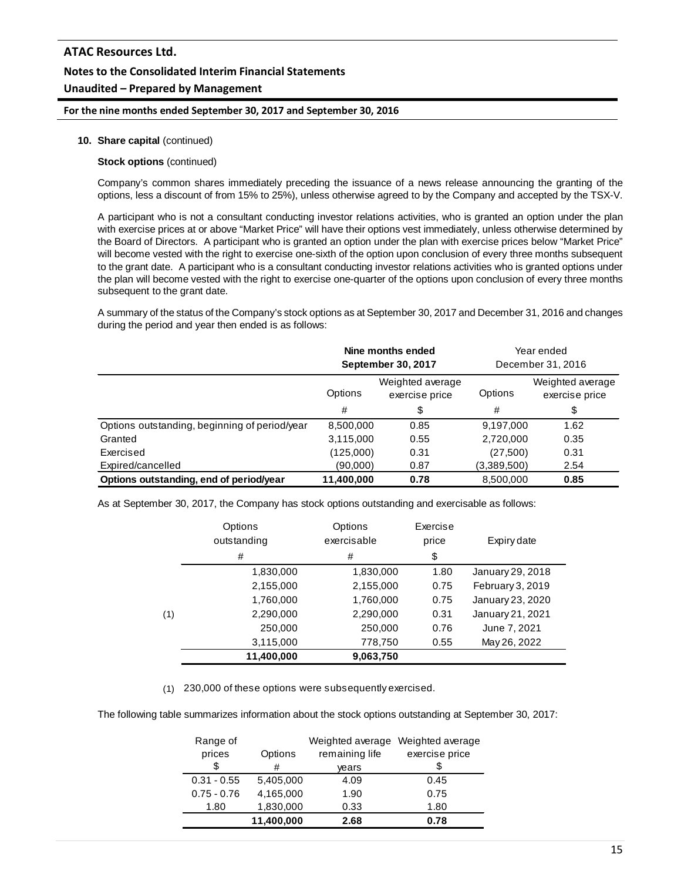**10. Share capital** (continued)

**Stock options** (continued)

Company's common shares immediately preceding the issuance of a news release announcing the granting of the options, less a discount of from 15% to 25%), unless otherwise agreed to by the Company and accepted by the TSX-V.

A participant who is not a consultant conducting investor relations activities, who is granted an option under the plan with exercise prices at or above "Market Price" will have their options vest immediately, unless otherwise determined by the Board of Directors. A participant who is granted an option under the plan with exercise prices below "Market Price" will become vested with the right to exercise one-sixth of the option upon conclusion of every three months subsequent to the grant date. A participant who is a consultant conducting investor relations activities who is granted options under the plan will become vested with the right to exercise one-quarter of the options upon conclusion of every three months subsequent to the grant date.

A summary of the status of the Company's stock options as at September 30, 2017 and December 31, 2016 and changes during the period and year then ended is as follows:

| | **Nine months ended September 30, 2017** | | Year ended December 31, 2016 | |
|---|---|---|---|---|
| | Options | Weighted average exercise price | Options | Weighted average exercise price |
| | # | $ | # | $ |
| Options outstanding, beginning of period/year | 8,500,000 | 0.85 | 9,197,000 | 1.62 |
| Granted | 3,115,000 | 0.55 | 2,720,000 | 0.35 |
| Exercised | (125,000) | 0.31 | (27,500) | 0.31 |
| Expired/cancelled | (90,000) | 0.87 | (3,389,500) | 2.54 |
| **Options outstanding, end of period/year** | **11,400,000** | **0.78** | 8,500,000 | **0.85** |

As at September 30, 2017, the Company has stock options outstanding and exercisable as follows:

| | Options outstanding | Options exercisable | Exercise price | Expiry date |
|---|---|---|---|---|
| | # | # | $ | |
| | 1,830,000 | 1,830,000 | 1.80 | January 29, 2018 |
| | 2,155,000 | 2,155,000 | 0.75 | February 3, 2019 |
| | 1,760,000 | 1,760,000 | 0.75 | January 23, 2020 |
| (1) | 2,290,000 | 2,290,000 | 0.31 | January 21, 2021 |
| | 250,000 | 250,000 | 0.76 | June 7, 2021 |
| | 3,115,000 | 778,750 | 0.55 | May 26, 2022 |
| | **11,400,000** | **9,063,750** | | |

(1) 230,000 of these options were subsequently exercised.

The following table summarizes information about the stock options outstanding at September 30, 2017:

| Range of prices | Options | Weighted average remaining life | Weighted average exercise price |
|---|---|---|---|
| $ | # | years | $ |
| 0.31 - 0.55 | 5,405,000 | 4.09 | 0.45 |
| 0.75 - 0.76 | 4,165,000 | 1.90 | 0.75 |
| 1.80 | 1,830,000 | 0.33 | 1.80 |
| | **11,400,000** | **2.68** | **0.78** |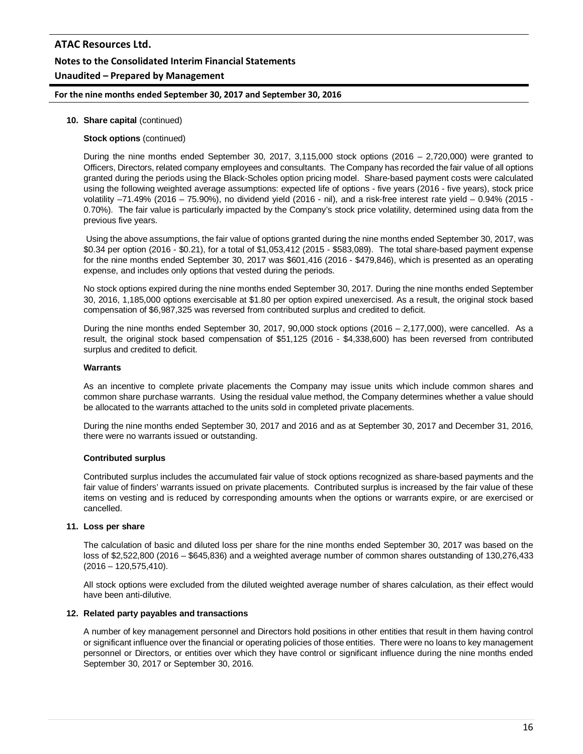**10. Share capital** (continued)

**Stock options** (continued)

During the nine months ended September 30, 2017, 3,115,000 stock options (2016 – 2,720,000) were granted to Officers, Directors, related company employees and consultants. The Company has recorded the fair value of all options granted during the periods using the Black-Scholes option pricing model. Share-based payment costs were calculated using the following weighted average assumptions: expected life of options - five years (2016 - five years), stock price volatility –71.49% (2016 – 75.90%), no dividend yield (2016 - nil), and a risk-free interest rate yield – 0.94% (2015 - 0.70%). The fair value is particularly impacted by the Company's stock price volatility, determined using data from the previous five years.

Using the above assumptions, the fair value of options granted during the nine months ended September 30, 2017, was $0.34 per option (2016 - $0.21), for a total of $1,053,412 (2015 - $583,089). The total share-based payment expense for the nine months ended September 30, 2017 was $601,416 (2016 - $479,846), which is presented as an operating expense, and includes only options that vested during the periods.

No stock options expired during the nine months ended September 30, 2017. During the nine months ended September 30, 2016, 1,185,000 options exercisable at $1.80 per option expired unexercised. As a result, the original stock based compensation of $6,987,325 was reversed from contributed surplus and credited to deficit.

During the nine months ended September 30, 2017, 90,000 stock options (2016 – 2,177,000), were cancelled. As a result, the original stock based compensation of $51,125 (2016 - $4,338,600) has been reversed from contributed surplus and credited to deficit.

**Warrants**

As an incentive to complete private placements the Company may issue units which include common shares and common share purchase warrants. Using the residual value method, the Company determines whether a value should be allocated to the warrants attached to the units sold in completed private placements.

During the nine months ended September 30, 2017 and 2016 and as at September 30, 2017 and December 31, 2016, there were no warrants issued or outstanding.

**Contributed surplus**

Contributed surplus includes the accumulated fair value of stock options recognized as share-based payments and the fair value of finders' warrants issued on private placements. Contributed surplus is increased by the fair value of these items on vesting and is reduced by corresponding amounts when the options or warrants expire, or are exercised or cancelled.

**11. Loss per share**

The calculation of basic and diluted loss per share for the nine months ended September 30, 2017 was based on the loss of $2,522,800 (2016 – $645,836) and a weighted average number of common shares outstanding of 130,276,433 (2016 – 120,575,410).

All stock options were excluded from the diluted weighted average number of shares calculation, as their effect would have been anti-dilutive.

**12. Related party payables and transactions**

A number of key management personnel and Directors hold positions in other entities that result in them having control or significant influence over the financial or operating policies of those entities. There were no loans to key management personnel or Directors, or entities over which they have control or significant influence during the nine months ended September 30, 2017 or September 30, 2016.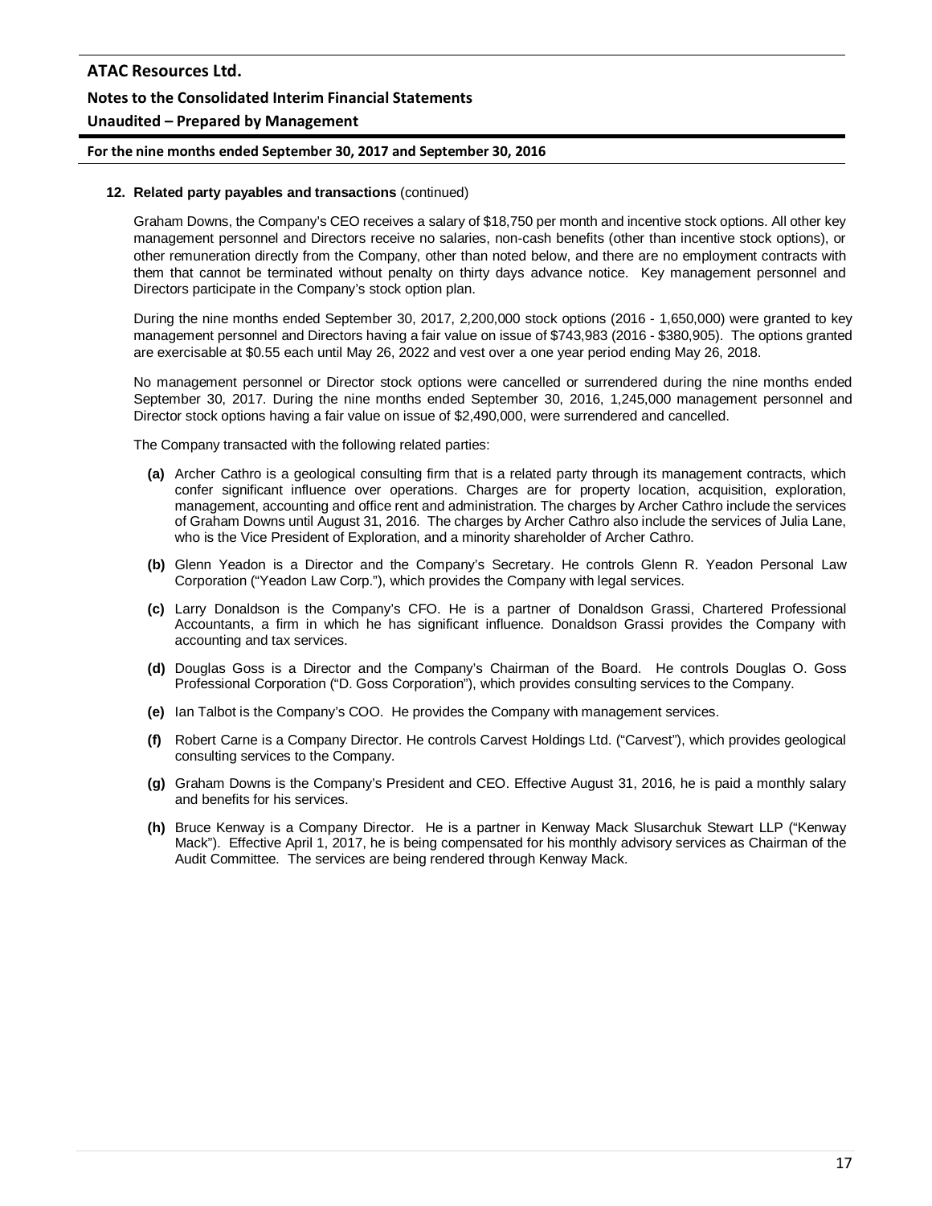**12. Related party payables and transactions** (continued)

Graham Downs, the Company's CEO receives a salary of $18,750 per month and incentive stock options. All other key management personnel and Directors receive no salaries, non-cash benefits (other than incentive stock options), or other remuneration directly from the Company, other than noted below, and there are no employment contracts with them that cannot be terminated without penalty on thirty days advance notice. Key management personnel and Directors participate in the Company's stock option plan.

During the nine months ended September 30, 2017, 2,200,000 stock options (2016 - 1,650,000) were granted to key management personnel and Directors having a fair value on issue of $743,983 (2016 - $380,905). The options granted are exercisable at $0.55 each until May 26, 2022 and vest over a one year period ending May 26, 2018.

No management personnel or Director stock options were cancelled or surrendered during the nine months ended September 30, 2017. During the nine months ended September 30, 2016, 1,245,000 management personnel and Director stock options having a fair value on issue of $2,490,000, were surrendered and cancelled.

The Company transacted with the following related parties:

- **(a)** Archer Cathro is a geological consulting firm that is a related party through its management contracts, which confer significant influence over operations. Charges are for property location, acquisition, exploration, management, accounting and office rent and administration. The charges by Archer Cathro include the services of Graham Downs until August 31, 2016. The charges by Archer Cathro also include the services of Julia Lane, who is the Vice President of Exploration, and a minority shareholder of Archer Cathro.
- **(b)** Glenn Yeadon is a Director and the Company's Secretary. He controls Glenn R. Yeadon Personal Law Corporation ("Yeadon Law Corp."), which provides the Company with legal services.
- **(c)** Larry Donaldson is the Company's CFO. He is a partner of Donaldson Grassi, Chartered Professional Accountants, a firm in which he has significant influence. Donaldson Grassi provides the Company with accounting and tax services.
- **(d)** Douglas Goss is a Director and the Company's Chairman of the Board. He controls Douglas O. Goss Professional Corporation ("D. Goss Corporation"), which provides consulting services to the Company.
- **(e)** Ian Talbot is the Company's COO. He provides the Company with management services.
- **(f)** Robert Carne is a Company Director. He controls Carvest Holdings Ltd. ("Carvest"), which provides geological consulting services to the Company.
- **(g)** Graham Downs is the Company's President and CEO. Effective August 31, 2016, he is paid a monthly salary and benefits for his services.
- **(h)** Bruce Kenway is a Company Director. He is a partner in Kenway Mack Slusarchuk Stewart LLP ("Kenway Mack"). Effective April 1, 2017, he is being compensated for his monthly advisory services as Chairman of the Audit Committee. The services are being rendered through Kenway Mack.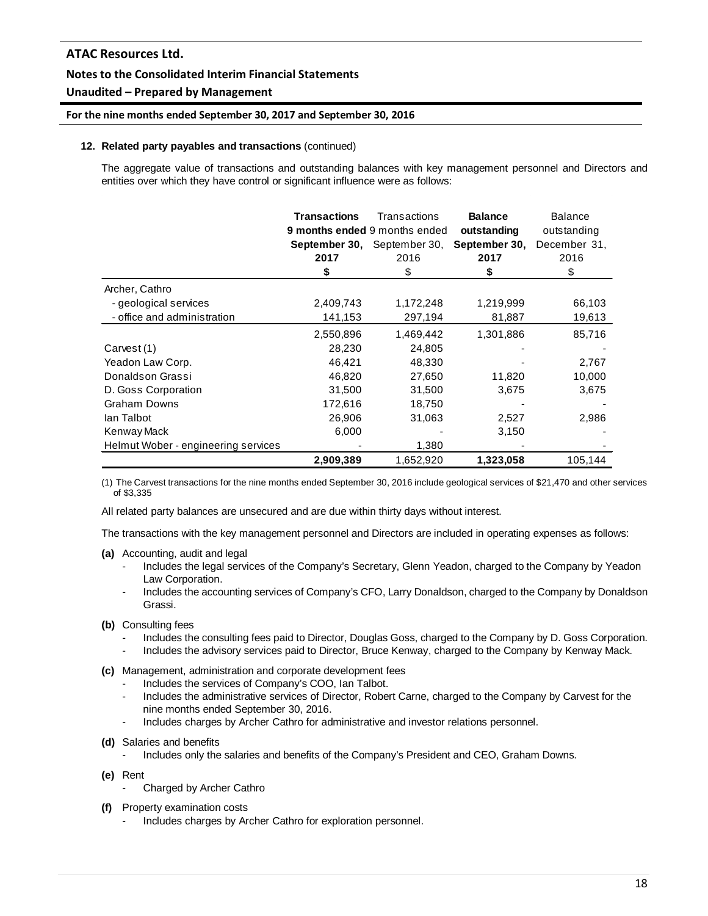## 12. Related party payables and transactions (continued)

The aggregate value of transactions and outstanding balances with key management personnel and Directors and entities over which they have control or significant influence were as follows:

| | **Transactions 9 months ended September 30, 2017** | Transactions 9 months ended September 30, 2016 | **Balance outstanding September 30, 2017** | Balance outstanding December 31, 2016 |
|---|---|---|---|---|
| | **$** | $ | **$** | $ |
| Archer, Cathro | | | | |
| - geological services | 2,409,743 | 1,172,248 | 1,219,999 | 66,103 |
| - office and administration | 141,153 | 297,194 | 81,887 | 19,613 |
| | 2,550,896 | 1,469,442 | 1,301,886 | 85,716 |
| Carvest (1) | 28,230 | 24,805 | - | - |
| Yeadon Law Corp. | 46,421 | 48,330 | - | 2,767 |
| Donaldson Grassi | 46,820 | 27,650 | 11,820 | 10,000 |
| D. Goss Corporation | 31,500 | 31,500 | 3,675 | 3,675 |
| Graham Downs | 172,616 | 18,750 | - | - |
| Ian Talbot | 26,906 | 31,063 | 2,527 | 2,986 |
| Kenway Mack | 6,000 | - | 3,150 | - |
| Helmut Wober - engineering services | - | 1,380 | - | - |
| | **2,909,389** | 1,652,920 | **1,323,058** | 105,144 |

(1) The Carvest transactions for the nine months ended September 30, 2016 include geological services of $21,470 and other services of $3,335

All related party balances are unsecured and are due within thirty days without interest.

The transactions with the key management personnel and Directors are included in operating expenses as follows:

**(a)** Accounting, audit and legal
- Includes the legal services of the Company's Secretary, Glenn Yeadon, charged to the Company by Yeadon Law Corporation.
- Includes the accounting services of Company's CFO, Larry Donaldson, charged to the Company by Donaldson Grassi.

**(b)** Consulting fees
- Includes the consulting fees paid to Director, Douglas Goss, charged to the Company by D. Goss Corporation.
- Includes the advisory services paid to Director, Bruce Kenway, charged to the Company by Kenway Mack.

**(c)** Management, administration and corporate development fees
- Includes the services of Company's COO, Ian Talbot.
- Includes the administrative services of Director, Robert Carne, charged to the Company by Carvest for the nine months ended September 30, 2016.
- Includes charges by Archer Cathro for administrative and investor relations personnel.

**(d)** Salaries and benefits
- Includes only the salaries and benefits of the Company's President and CEO, Graham Downs.

**(e)** Rent
- Charged by Archer Cathro

**(f)** Property examination costs
- Includes charges by Archer Cathro for exploration personnel.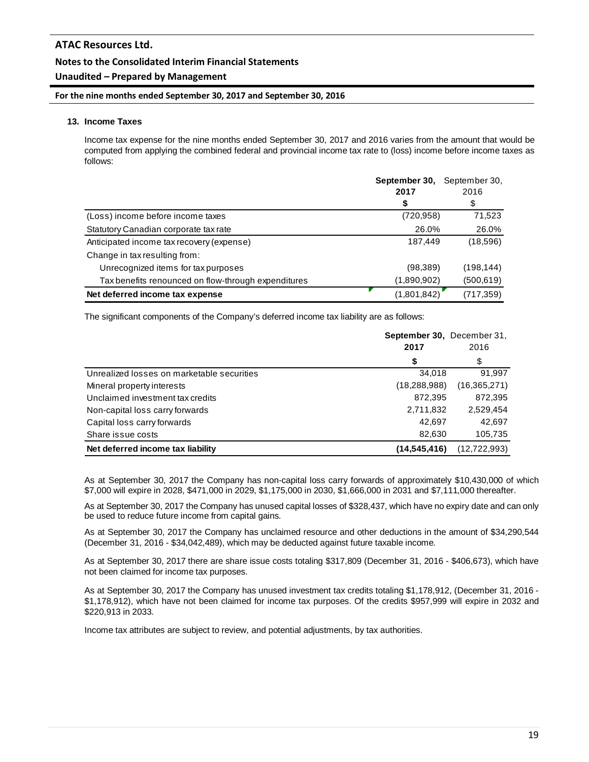## 13. Income Taxes

Income tax expense for the nine months ended September 30, 2017 and 2016 varies from the amount that would be computed from applying the combined federal and provincial income tax rate to (loss) income before income taxes as follows:

| | **September 30, 2017** | September 30, 2016 |
|---|---|---|
| | **$** | $ |
| (Loss) income before income taxes | (720,958) | 71,523 |
| Statutory Canadian corporate tax rate | 26.0% | 26.0% |
| Anticipated income tax recovery (expense) | 187,449 | (18,596) |
| Change in tax resulting from: | | |
| Unrecognized items for tax purposes | (98,389) | (198,144) |
| Tax benefits renounced on flow-through expenditures | (1,890,902) | (500,619) |
| **Net deferred income tax expense** | (1,801,842) | (717,359) |

The significant components of the Company's deferred income tax liability are as follows:

| | **September 30, 2017** | December 31, 2016 |
|---|---|---|
| | **$** | $ |
| Unrealized losses on marketable securities | 34,018 | 91,997 |
| Mineral property interests | (18,288,988) | (16,365,271) |
| Unclaimed investment tax credits | 872,395 | 872,395 |
| Non-capital loss carry forwards | 2,711,832 | 2,529,454 |
| Capital loss carry forwards | 42,697 | 42,697 |
| Share issue costs | 82,630 | 105,735 |
| **Net deferred income tax liability** | **(14,545,416)** | (12,722,993) |

As at September 30, 2017 the Company has non-capital loss carry forwards of approximately $10,430,000 of which $7,000 will expire in 2028, $471,000 in 2029, $1,175,000 in 2030, $1,666,000 in 2031 and $7,111,000 thereafter.

As at September 30, 2017 the Company has unused capital losses of $328,437, which have no expiry date and can only be used to reduce future income from capital gains.

As at September 30, 2017 the Company has unclaimed resource and other deductions in the amount of $34,290,544 (December 31, 2016 - $34,042,489), which may be deducted against future taxable income.

As at September 30, 2017 there are share issue costs totaling $317,809 (December 31, 2016 - $406,673), which have not been claimed for income tax purposes.

As at September 30, 2017 the Company has unused investment tax credits totaling $1,178,912, (December 31, 2016 - $1,178,912), which have not been claimed for income tax purposes. Of the credits $957,999 will expire in 2032 and $220,913 in 2033.

Income tax attributes are subject to review, and potential adjustments, by tax authorities.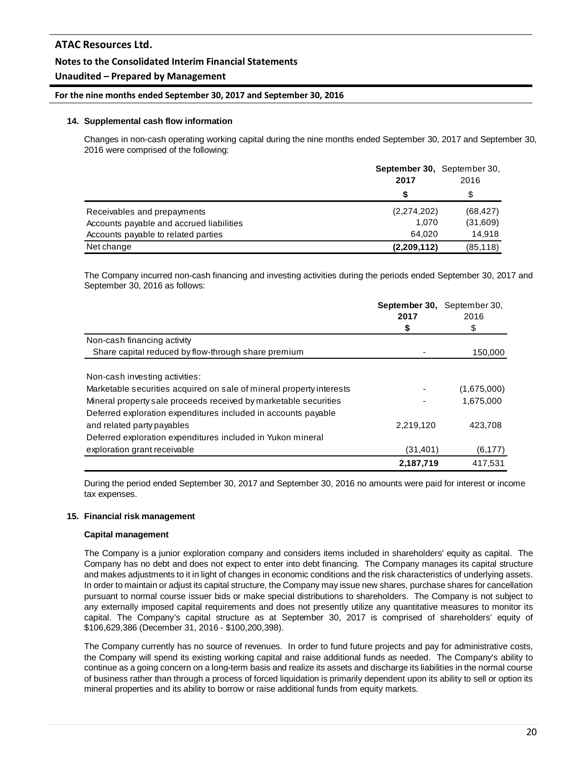#### 14. Supplemental cash flow information

Changes in non-cash operating working capital during the nine months ended September 30, 2017 and September 30, 2016 were comprised of the following:

| | **September 30, 2017** | September 30, 2016 |
|---|---|---|
| | **$** | $ |
| Receivables and prepayments | (2,274,202) | (68,427) |
| Accounts payable and accrued liabilities | 1,070 | (31,609) |
| Accounts payable to related parties | 64,020 | 14,918 |
| Net change | **(2,209,112)** | (85,118) |

The Company incurred non-cash financing and investing activities during the periods ended September 30, 2017 and September 30, 2016 as follows:

| | **September 30, 2017** | September 30, 2016 |
|---|---|---|
| | **$** | $ |
| Non-cash financing activity | | |
| Share capital reduced by flow-through share premium | - | 150,000 |
| | | |
| Non-cash investing activities: | | |
| Marketable securities acquired on sale of mineral property interests | - | (1,675,000) |
| Mineral property sale proceeds received by marketable securities | - | 1,675,000 |
| Deferred exploration expenditures included in accounts payable and related party payables | 2,219,120 | 423,708 |
| Deferred exploration expenditures included in Yukon mineral exploration grant receivable | (31,401) | (6,177) |
| | **2,187,719** | 417,531 |

During the period ended September 30, 2017 and September 30, 2016 no amounts were paid for interest or income tax expenses.

#### 15. Financial risk management

**Capital management**

The Company is a junior exploration company and considers items included in shareholders' equity as capital. The Company has no debt and does not expect to enter into debt financing. The Company manages its capital structure and makes adjustments to it in light of changes in economic conditions and the risk characteristics of underlying assets. In order to maintain or adjust its capital structure, the Company may issue new shares, purchase shares for cancellation pursuant to normal course issuer bids or make special distributions to shareholders. The Company is not subject to any externally imposed capital requirements and does not presently utilize any quantitative measures to monitor its capital. The Company's capital structure as at September 30, 2017 is comprised of shareholders' equity of $106,629,386 (December 31, 2016 - $100,200,398).

The Company currently has no source of revenues. In order to fund future projects and pay for administrative costs, the Company will spend its existing working capital and raise additional funds as needed. The Company's ability to continue as a going concern on a long-term basis and realize its assets and discharge its liabilities in the normal course of business rather than through a process of forced liquidation is primarily dependent upon its ability to sell or option its mineral properties and its ability to borrow or raise additional funds from equity markets.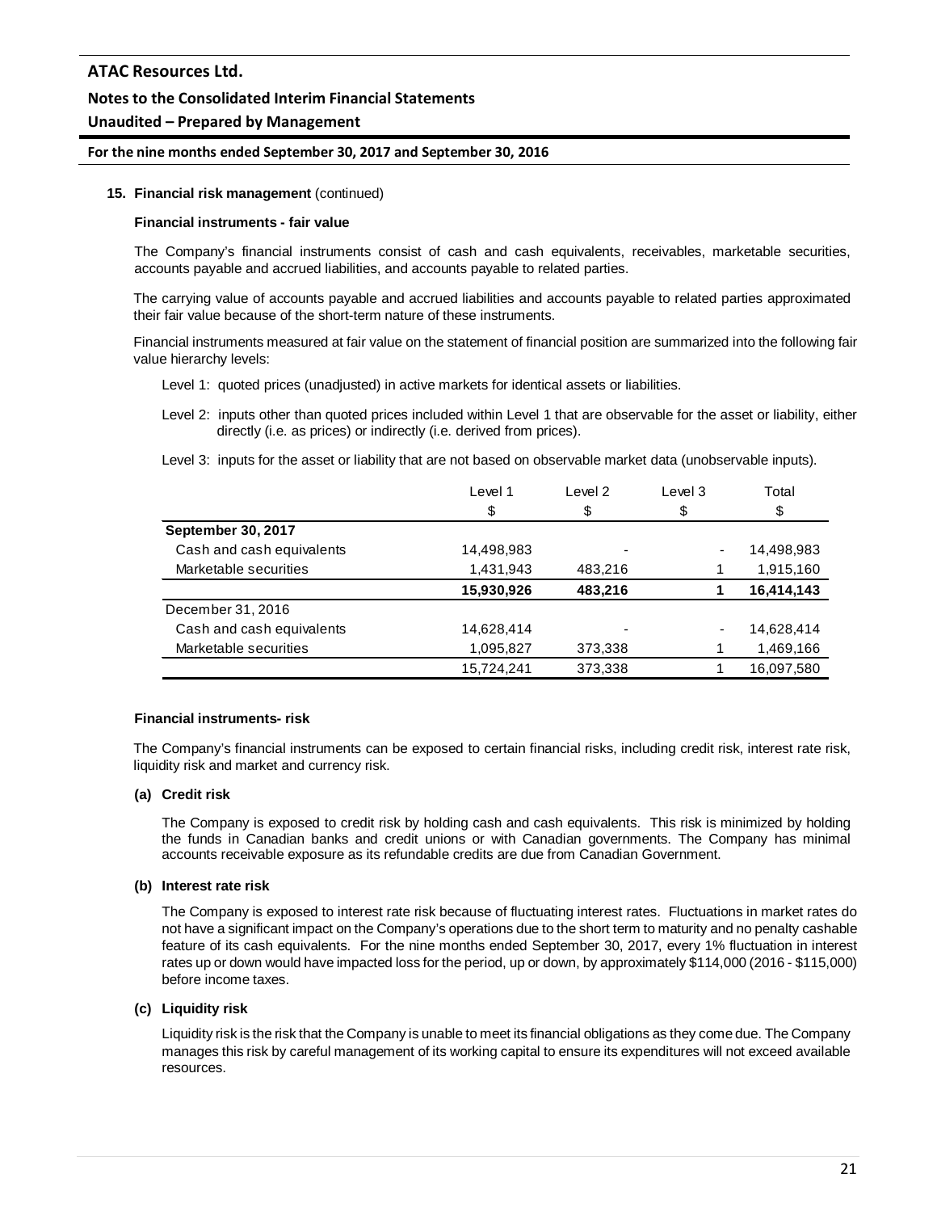**15. Financial risk management** (continued)

**Financial instruments - fair value**

The Company's financial instruments consist of cash and cash equivalents, receivables, marketable securities, accounts payable and accrued liabilities, and accounts payable to related parties.

The carrying value of accounts payable and accrued liabilities and accounts payable to related parties approximated their fair value because of the short-term nature of these instruments.

Financial instruments measured at fair value on the statement of financial position are summarized into the following fair value hierarchy levels:

Level 1: quoted prices (unadjusted) in active markets for identical assets or liabilities.

Level 2: inputs other than quoted prices included within Level 1 that are observable for the asset or liability, either directly (i.e. as prices) or indirectly (i.e. derived from prices).

Level 3: inputs for the asset or liability that are not based on observable market data (unobservable inputs).

| | Level 1 | Level 2 | Level 3 | Total |
|---|---|---|---|---|
| | $ | $ | $ | $ |
| **September 30, 2017** | | | | |
| Cash and cash equivalents | 14,498,983 | - | - | 14,498,983 |
| Marketable securities | 1,431,943 | 483,216 | 1 | 1,915,160 |
| | **15,930,926** | **483,216** | **1** | **16,414,143** |
| December 31, 2016 | | | | |
| Cash and cash equivalents | 14,628,414 | - | - | 14,628,414 |
| Marketable securities | 1,095,827 | 373,338 | 1 | 1,469,166 |
| | 15,724,241 | 373,338 | 1 | 16,097,580 |

**Financial instruments- risk**

The Company's financial instruments can be exposed to certain financial risks, including credit risk, interest rate risk, liquidity risk and market and currency risk.

**(a) Credit risk**

The Company is exposed to credit risk by holding cash and cash equivalents. This risk is minimized by holding the funds in Canadian banks and credit unions or with Canadian governments. The Company has minimal accounts receivable exposure as its refundable credits are due from Canadian Government.

**(b) Interest rate risk**

The Company is exposed to interest rate risk because of fluctuating interest rates. Fluctuations in market rates do not have a significant impact on the Company's operations due to the short term to maturity and no penalty cashable feature of its cash equivalents. For the nine months ended September 30, 2017, every 1% fluctuation in interest rates up or down would have impacted loss for the period, up or down, by approximately $114,000 (2016 - $115,000) before income taxes.

**(c) Liquidity risk**

Liquidity risk is the risk that the Company is unable to meet its financial obligations as they come due. The Company manages this risk by careful management of its working capital to ensure its expenditures will not exceed available resources.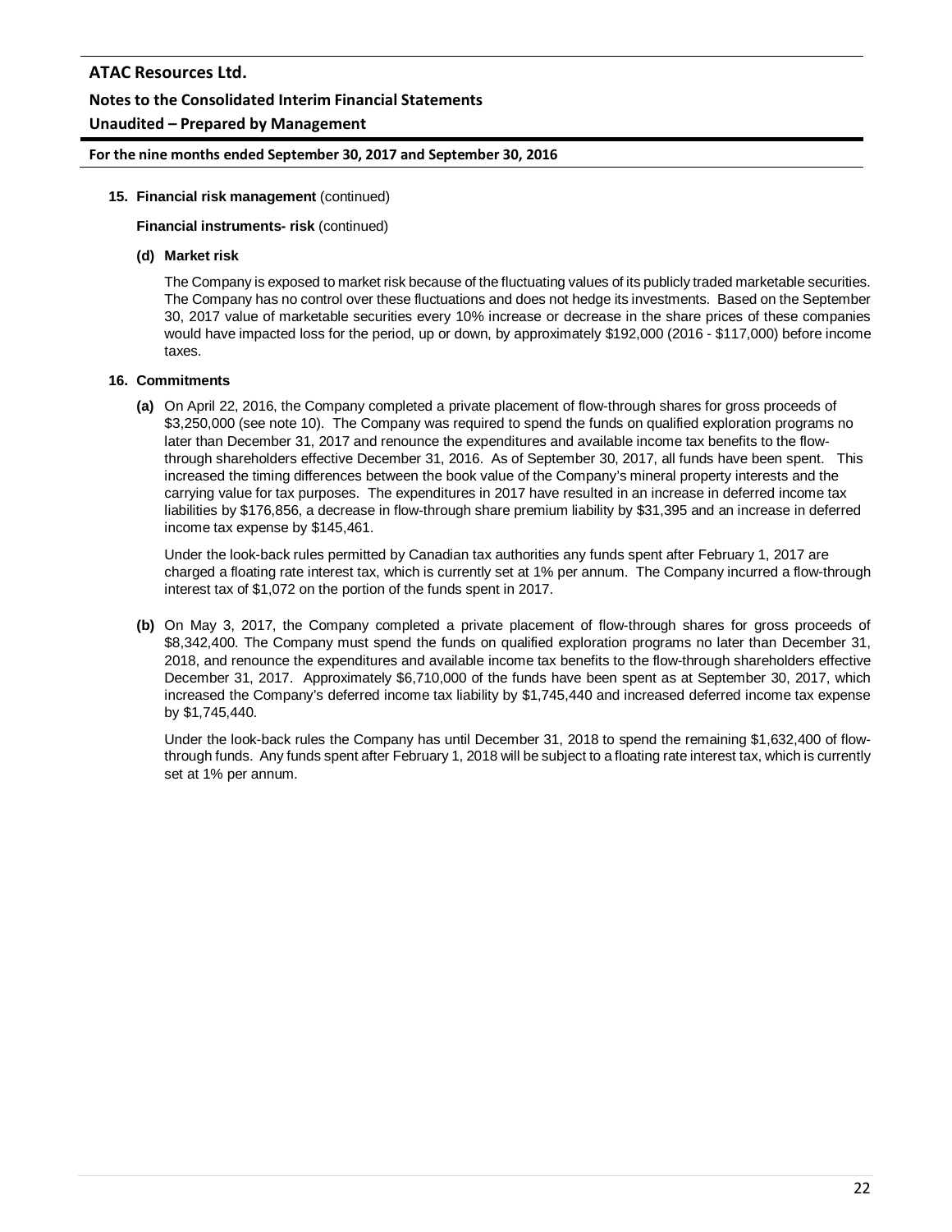**15. Financial risk management** (continued)

**Financial instruments- risk** (continued)

**(d) Market risk**

The Company is exposed to market risk because of the fluctuating values of its publicly traded marketable securities. The Company has no control over these fluctuations and does not hedge its investments. Based on the September 30, 2017 value of marketable securities every 10% increase or decrease in the share prices of these companies would have impacted loss for the period, up or down, by approximately $192,000 (2016 - $117,000) before income taxes.

**16. Commitments**

**(a)** On April 22, 2016, the Company completed a private placement of flow-through shares for gross proceeds of $3,250,000 (see note 10). The Company was required to spend the funds on qualified exploration programs no later than December 31, 2017 and renounce the expenditures and available income tax benefits to the flow-through shareholders effective December 31, 2016. As of September 30, 2017, all funds have been spent. This increased the timing differences between the book value of the Company's mineral property interests and the carrying value for tax purposes. The expenditures in 2017 have resulted in an increase in deferred income tax liabilities by $176,856, a decrease in flow-through share premium liability by $31,395 and an increase in deferred income tax expense by $145,461.

Under the look-back rules permitted by Canadian tax authorities any funds spent after February 1, 2017 are charged a floating rate interest tax, which is currently set at 1% per annum. The Company incurred a flow-through interest tax of $1,072 on the portion of the funds spent in 2017.

**(b)** On May 3, 2017, the Company completed a private placement of flow-through shares for gross proceeds of $8,342,400. The Company must spend the funds on qualified exploration programs no later than December 31, 2018, and renounce the expenditures and available income tax benefits to the flow-through shareholders effective December 31, 2017. Approximately $6,710,000 of the funds have been spent as at September 30, 2017, which increased the Company's deferred income tax liability by $1,745,440 and increased deferred income tax expense by $1,745,440.

Under the look-back rules the Company has until December 31, 2018 to spend the remaining $1,632,400 of flow-through funds. Any funds spent after February 1, 2018 will be subject to a floating rate interest tax, which is currently set at 1% per annum.